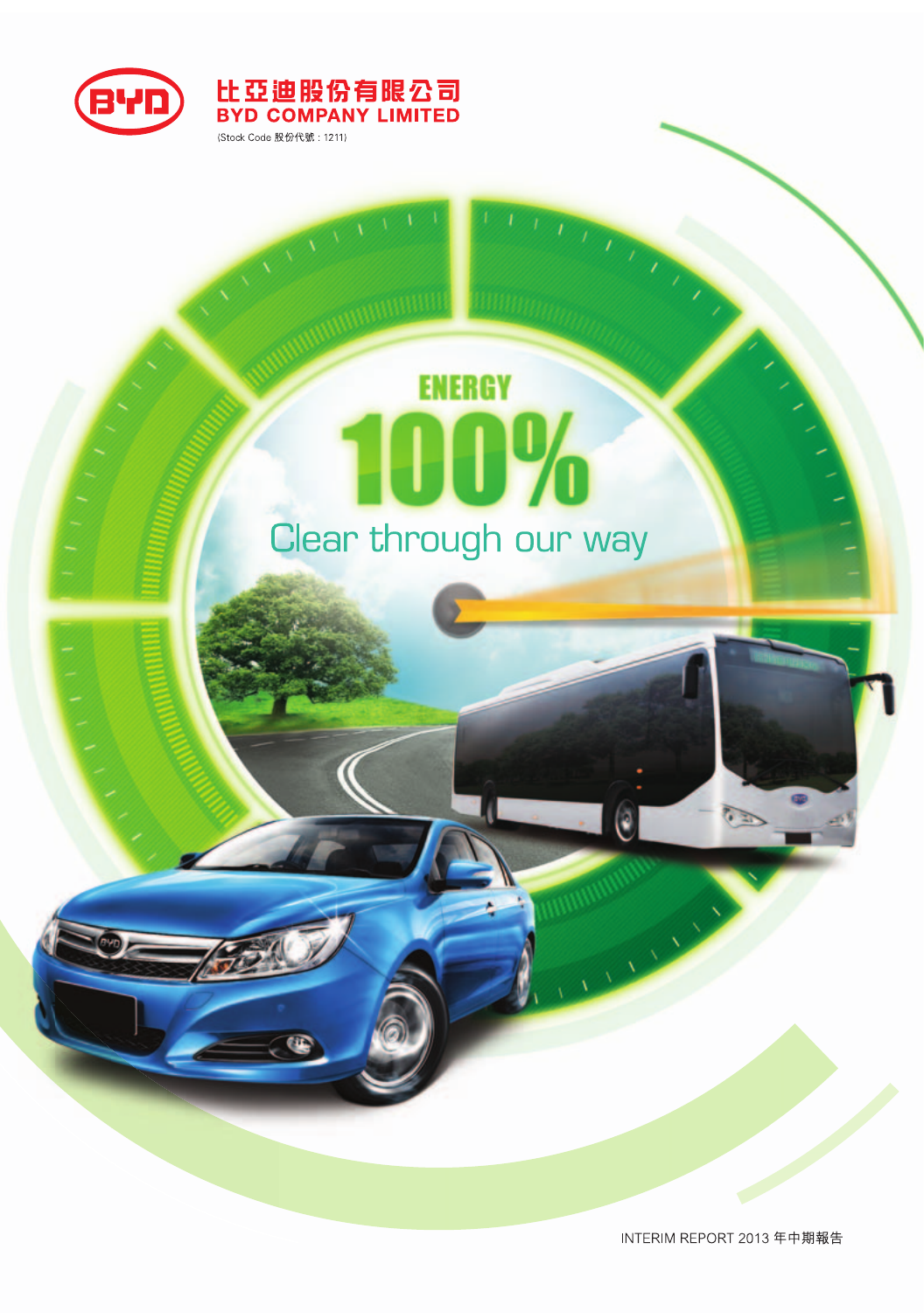比亞迪股份有限公司
BYD COMPANY LIMITED
(Stock Code 股份代號 : 1211)

ENERGY

100%

Clear through our way

INTERIM REPORT 2013 年中期報告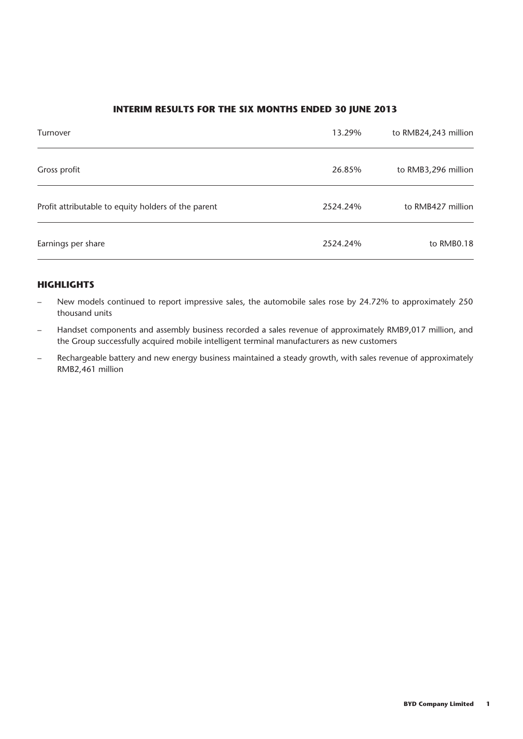## INTERIM RESULTS FOR THE SIX MONTHS ENDED 30 JUNE 2013

| | | |
|---|---|---|
| Turnover | 13.29% | to RMB24,243 million |
| Gross profit | 26.85% | to RMB3,296 million |
| Profit attributable to equity holders of the parent | 2524.24% | to RMB427 million |
| Earnings per share | 2524.24% | to RMB0.18 |

## HIGHLIGHTS

- New models continued to report impressive sales, the automobile sales rose by 24.72% to approximately 250 thousand units
- Handset components and assembly business recorded a sales revenue of approximately RMB9,017 million, and the Group successfully acquired mobile intelligent terminal manufacturers as new customers
- Rechargeable battery and new energy business maintained a steady growth, with sales revenue of approximately RMB2,461 million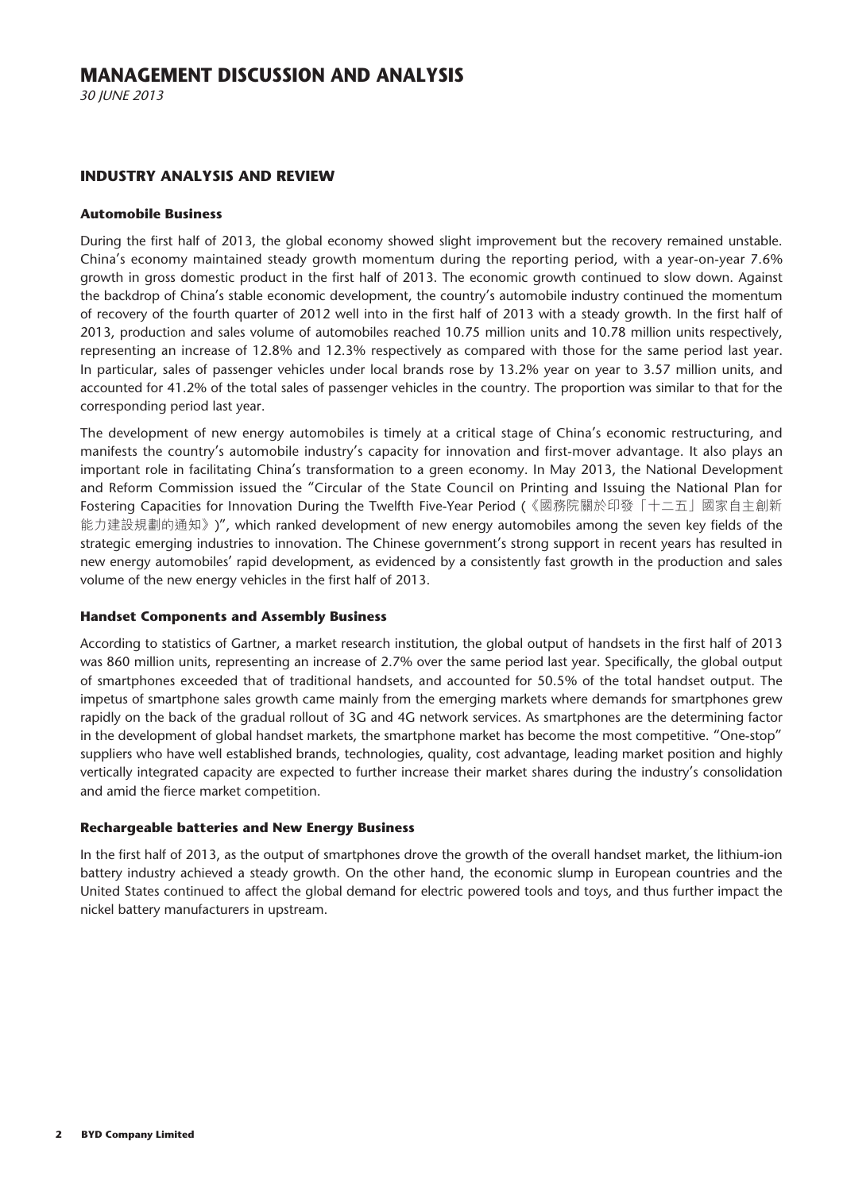# MANAGEMENT DISCUSSION AND ANALYSIS

*30 JUNE 2013*

## INDUSTRY ANALYSIS AND REVIEW

### Automobile Business

During the first half of 2013, the global economy showed slight improvement but the recovery remained unstable. China's economy maintained steady growth momentum during the reporting period, with a year-on-year 7.6% growth in gross domestic product in the first half of 2013. The economic growth continued to slow down. Against the backdrop of China's stable economic development, the country's automobile industry continued the momentum of recovery of the fourth quarter of 2012 well into in the first half of 2013 with a steady growth. In the first half of 2013, production and sales volume of automobiles reached 10.75 million units and 10.78 million units respectively, representing an increase of 12.8% and 12.3% respectively as compared with those for the same period last year. In particular, sales of passenger vehicles under local brands rose by 13.2% year on year to 3.57 million units, and accounted for 41.2% of the total sales of passenger vehicles in the country. The proportion was similar to that for the corresponding period last year.

The development of new energy automobiles is timely at a critical stage of China's economic restructuring, and manifests the country's automobile industry's capacity for innovation and first-mover advantage. It also plays an important role in facilitating China's transformation to a green economy. In May 2013, the National Development and Reform Commission issued the "Circular of the State Council on Printing and Issuing the National Plan for Fostering Capacities for Innovation During the Twelfth Five-Year Period (《國務院關於印發「十二五」國家自主創新能力建設規劃的通知》)", which ranked development of new energy automobiles among the seven key fields of the strategic emerging industries to innovation. The Chinese government's strong support in recent years has resulted in new energy automobiles' rapid development, as evidenced by a consistently fast growth in the production and sales volume of the new energy vehicles in the first half of 2013.

### Handset Components and Assembly Business

According to statistics of Gartner, a market research institution, the global output of handsets in the first half of 2013 was 860 million units, representing an increase of 2.7% over the same period last year. Specifically, the global output of smartphones exceeded that of traditional handsets, and accounted for 50.5% of the total handset output. The impetus of smartphone sales growth came mainly from the emerging markets where demands for smartphones grew rapidly on the back of the gradual rollout of 3G and 4G network services. As smartphones are the determining factor in the development of global handset markets, the smartphone market has become the most competitive. "One-stop" suppliers who have well established brands, technologies, quality, cost advantage, leading market position and highly vertically integrated capacity are expected to further increase their market shares during the industry's consolidation and amid the fierce market competition.

### Rechargeable batteries and New Energy Business

In the first half of 2013, as the output of smartphones drove the growth of the overall handset market, the lithium-ion battery industry achieved a steady growth. On the other hand, the economic slump in European countries and the United States continued to affect the global demand for electric powered tools and toys, and thus further impact the nickel battery manufacturers in upstream.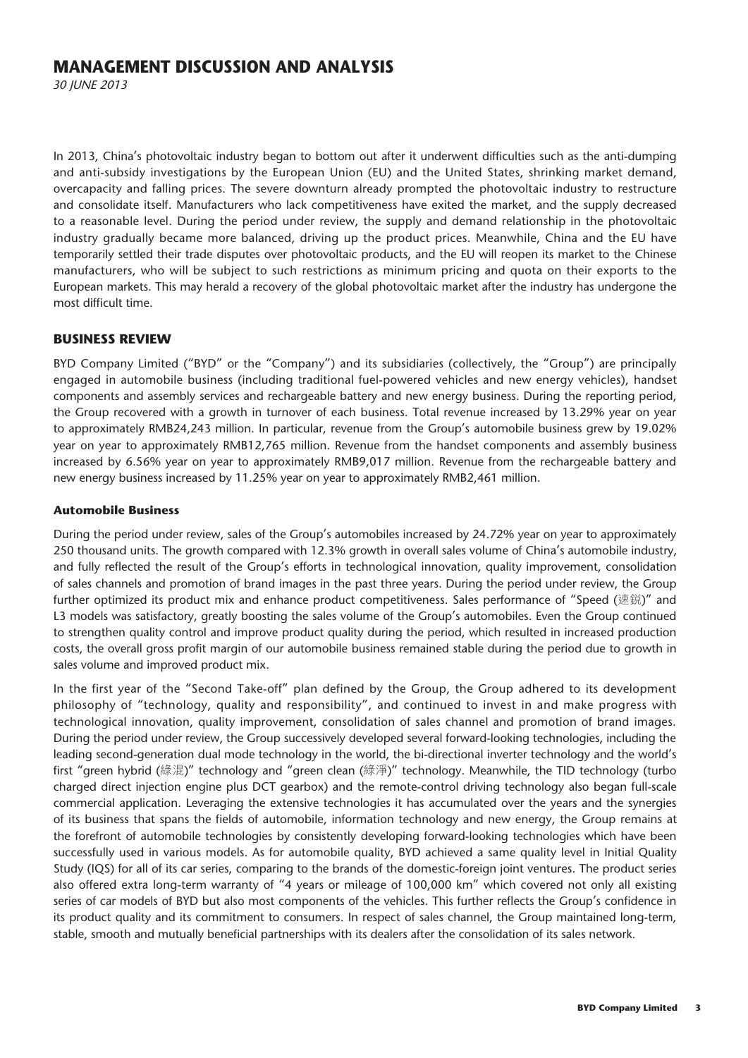# MANAGEMENT DISCUSSION AND ANALYSIS

*30 JUNE 2013*

In 2013, China's photovoltaic industry began to bottom out after it underwent difficulties such as the anti-dumping and anti-subsidy investigations by the European Union (EU) and the United States, shrinking market demand, overcapacity and falling prices. The severe downturn already prompted the photovoltaic industry to restructure and consolidate itself. Manufacturers who lack competitiveness have exited the market, and the supply decreased to a reasonable level. During the period under review, the supply and demand relationship in the photovoltaic industry gradually became more balanced, driving up the product prices. Meanwhile, China and the EU have temporarily settled their trade disputes over photovoltaic products, and the EU will reopen its market to the Chinese manufacturers, who will be subject to such restrictions as minimum pricing and quota on their exports to the European markets. This may herald a recovery of the global photovoltaic market after the industry has undergone the most difficult time.

## BUSINESS REVIEW

BYD Company Limited ("BYD" or the "Company") and its subsidiaries (collectively, the "Group") are principally engaged in automobile business (including traditional fuel-powered vehicles and new energy vehicles), handset components and assembly services and rechargeable battery and new energy business. During the reporting period, the Group recovered with a growth in turnover of each business. Total revenue increased by 13.29% year on year to approximately RMB24,243 million. In particular, revenue from the Group's automobile business grew by 19.02% year on year to approximately RMB12,765 million. Revenue from the handset components and assembly business increased by 6.56% year on year to approximately RMB9,017 million. Revenue from the rechargeable battery and new energy business increased by 11.25% year on year to approximately RMB2,461 million.

### Automobile Business

During the period under review, sales of the Group's automobiles increased by 24.72% year on year to approximately 250 thousand units. The growth compared with 12.3% growth in overall sales volume of China's automobile industry, and fully reflected the result of the Group's efforts in technological innovation, quality improvement, consolidation of sales channels and promotion of brand images in the past three years. During the period under review, the Group further optimized its product mix and enhance product competitiveness. Sales performance of "Speed (速銳)" and L3 models was satisfactory, greatly boosting the sales volume of the Group's automobiles. Even the Group continued to strengthen quality control and improve product quality during the period, which resulted in increased production costs, the overall gross profit margin of our automobile business remained stable during the period due to growth in sales volume and improved product mix.

In the first year of the "Second Take-off" plan defined by the Group, the Group adhered to its development philosophy of "technology, quality and responsibility", and continued to invest in and make progress with technological innovation, quality improvement, consolidation of sales channel and promotion of brand images. During the period under review, the Group successively developed several forward-looking technologies, including the leading second-generation dual mode technology in the world, the bi-directional inverter technology and the world's first "green hybrid (綠混)" technology and "green clean (綠淨)" technology. Meanwhile, the TID technology (turbo charged direct injection engine plus DCT gearbox) and the remote-control driving technology also began full-scale commercial application. Leveraging the extensive technologies it has accumulated over the years and the synergies of its business that spans the fields of automobile, information technology and new energy, the Group remains at the forefront of automobile technologies by consistently developing forward-looking technologies which have been successfully used in various models. As for automobile quality, BYD achieved a same quality level in Initial Quality Study (IQS) for all of its car series, comparing to the brands of the domestic-foreign joint ventures. The product series also offered extra long-term warranty of "4 years or mileage of 100,000 km" which covered not only all existing series of car models of BYD but also most components of the vehicles. This further reflects the Group's confidence in its product quality and its commitment to consumers. In respect of sales channel, the Group maintained long-term, stable, smooth and mutually beneficial partnerships with its dealers after the consolidation of its sales network.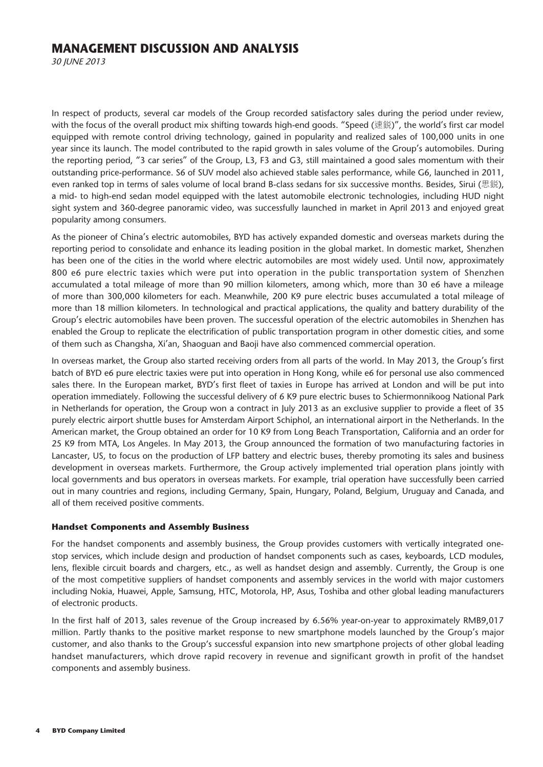In respect of products, several car models of the Group recorded satisfactory sales during the period under review, with the focus of the overall product mix shifting towards high-end goods. "Speed (速銳)", the world's first car model equipped with remote control driving technology, gained in popularity and realized sales of 100,000 units in one year since its launch. The model contributed to the rapid growth in sales volume of the Group's automobiles. During the reporting period, "3 car series" of the Group, L3, F3 and G3, still maintained a good sales momentum with their outstanding price-performance. S6 of SUV model also achieved stable sales performance, while G6, launched in 2011, even ranked top in terms of sales volume of local brand B-class sedans for six successive months. Besides, Sirui (思銳), a mid- to high-end sedan model equipped with the latest automobile electronic technologies, including HUD night sight system and 360-degree panoramic video, was successfully launched in market in April 2013 and enjoyed great popularity among consumers.

As the pioneer of China's electric automobiles, BYD has actively expanded domestic and overseas markets during the reporting period to consolidate and enhance its leading position in the global market. In domestic market, Shenzhen has been one of the cities in the world where electric automobiles are most widely used. Until now, approximately 800 e6 pure electric taxies which were put into operation in the public transportation system of Shenzhen accumulated a total mileage of more than 90 million kilometers, among which, more than 30 e6 have a mileage of more than 300,000 kilometers for each. Meanwhile, 200 K9 pure electric buses accumulated a total mileage of more than 18 million kilometers. In technological and practical applications, the quality and battery durability of the Group's electric automobiles have been proven. The successful operation of the electric automobiles in Shenzhen has enabled the Group to replicate the electrification of public transportation program in other domestic cities, and some of them such as Changsha, Xi'an, Shaoguan and Baoji have also commenced commercial operation.

In overseas market, the Group also started receiving orders from all parts of the world. In May 2013, the Group's first batch of BYD e6 pure electric taxies were put into operation in Hong Kong, while e6 for personal use also commenced sales there. In the European market, BYD's first fleet of taxies in Europe has arrived at London and will be put into operation immediately. Following the successful delivery of 6 K9 pure electric buses to Schiermonnikoog National Park in Netherlands for operation, the Group won a contract in July 2013 as an exclusive supplier to provide a fleet of 35 purely electric airport shuttle buses for Amsterdam Airport Schiphol, an international airport in the Netherlands. In the American market, the Group obtained an order for 10 K9 from Long Beach Transportation, California and an order for 25 K9 from MTA, Los Angeles. In May 2013, the Group announced the formation of two manufacturing factories in Lancaster, US, to focus on the production of LFP battery and electric buses, thereby promoting its sales and business development in overseas markets. Furthermore, the Group actively implemented trial operation plans jointly with local governments and bus operators in overseas markets. For example, trial operation have successfully been carried out in many countries and regions, including Germany, Spain, Hungary, Poland, Belgium, Uruguay and Canada, and all of them received positive comments.

### Handset Components and Assembly Business

For the handset components and assembly business, the Group provides customers with vertically integrated one-stop services, which include design and production of handset components such as cases, keyboards, LCD modules, lens, flexible circuit boards and chargers, etc., as well as handset design and assembly. Currently, the Group is one of the most competitive suppliers of handset components and assembly services in the world with major customers including Nokia, Huawei, Apple, Samsung, HTC, Motorola, HP, Asus, Toshiba and other global leading manufacturers of electronic products.

In the first half of 2013, sales revenue of the Group increased by 6.56% year-on-year to approximately RMB9,017 million. Partly thanks to the positive market response to new smartphone models launched by the Group's major customer, and also thanks to the Group's successful expansion into new smartphone projects of other global leading handset manufacturers, which drove rapid recovery in revenue and significant growth in profit of the handset components and assembly business.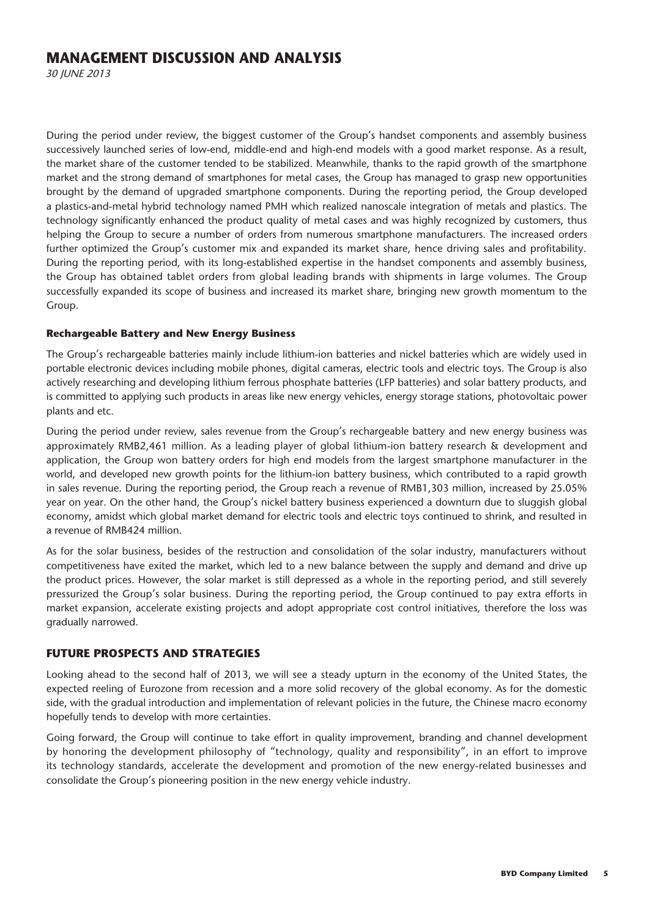During the period under review, the biggest customer of the Group's handset components and assembly business successively launched series of low-end, middle-end and high-end models with a good market response. As a result, the market share of the customer tended to be stabilized. Meanwhile, thanks to the rapid growth of the smartphone market and the strong demand of smartphones for metal cases, the Group has managed to grasp new opportunities brought by the demand of upgraded smartphone components. During the reporting period, the Group developed a plastics-and-metal hybrid technology named PMH which realized nanoscale integration of metals and plastics. The technology significantly enhanced the product quality of metal cases and was highly recognized by customers, thus helping the Group to secure a number of orders from numerous smartphone manufacturers. The increased orders further optimized the Group's customer mix and expanded its market share, hence driving sales and profitability. During the reporting period, with its long-established expertise in the handset components and assembly business, the Group has obtained tablet orders from global leading brands with shipments in large volumes. The Group successfully expanded its scope of business and increased its market share, bringing new growth momentum to the Group.

### Rechargeable Battery and New Energy Business

The Group's rechargeable batteries mainly include lithium-ion batteries and nickel batteries which are widely used in portable electronic devices including mobile phones, digital cameras, electric tools and electric toys. The Group is also actively researching and developing lithium ferrous phosphate batteries (LFP batteries) and solar battery products, and is committed to applying such products in areas like new energy vehicles, energy storage stations, photovoltaic power plants and etc.

During the period under review, sales revenue from the Group's rechargeable battery and new energy business was approximately RMB2,461 million. As a leading player of global lithium-ion battery research & development and application, the Group won battery orders for high end models from the largest smartphone manufacturer in the world, and developed new growth points for the lithium-ion battery business, which contributed to a rapid growth in sales revenue. During the reporting period, the Group reach a revenue of RMB1,303 million, increased by 25.05% year on year. On the other hand, the Group's nickel battery business experienced a downturn due to sluggish global economy, amidst which global market demand for electric tools and electric toys continued to shrink, and resulted in a revenue of RMB424 million.

As for the solar business, besides of the restruction and consolidation of the solar industry, manufacturers without competitiveness have exited the market, which led to a new balance between the supply and demand and drive up the product prices. However, the solar market is still depressed as a whole in the reporting period, and still severely pressurized the Group's solar business. During the reporting period, the Group continued to pay extra efforts in market expansion, accelerate existing projects and adopt appropriate cost control initiatives, therefore the loss was gradually narrowed.

## FUTURE PROSPECTS AND STRATEGIES

Looking ahead to the second half of 2013, we will see a steady upturn in the economy of the United States, the expected reeling of Eurozone from recession and a more solid recovery of the global economy. As for the domestic side, with the gradual introduction and implementation of relevant policies in the future, the Chinese macro economy hopefully tends to develop with more certainties.

Going forward, the Group will continue to take effort in quality improvement, branding and channel development by honoring the development philosophy of "technology, quality and responsibility", in an effort to improve its technology standards, accelerate the development and promotion of the new energy-related businesses and consolidate the Group's pioneering position in the new energy vehicle industry.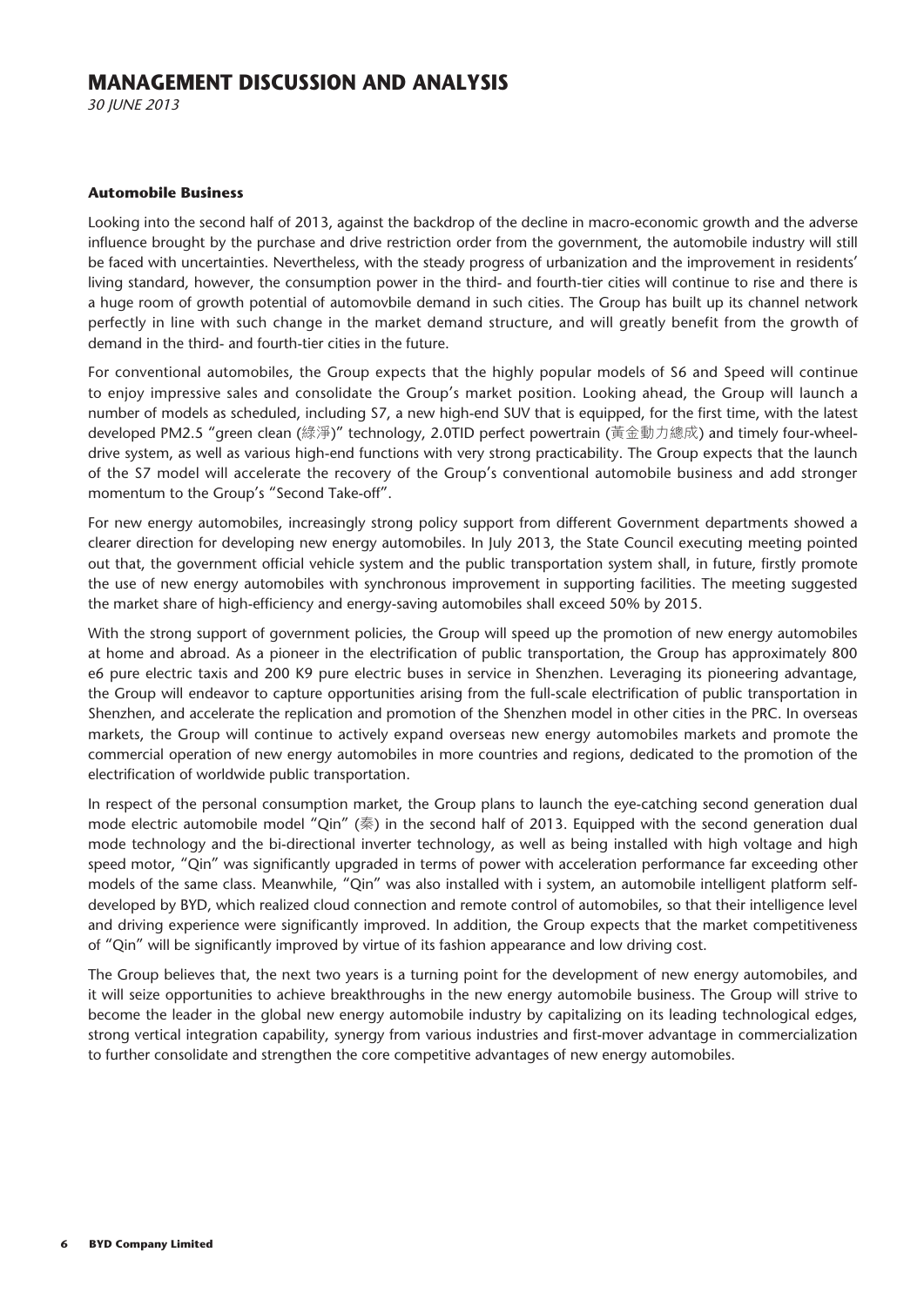## Automobile Business

Looking into the second half of 2013, against the backdrop of the decline in macro-economic growth and the adverse influence brought by the purchase and drive restriction order from the government, the automobile industry will still be faced with uncertainties. Nevertheless, with the steady progress of urbanization and the improvement in residents' living standard, however, the consumption power in the third- and fourth-tier cities will continue to rise and there is a huge room of growth potential of automovbile demand in such cities. The Group has built up its channel network perfectly in line with such change in the market demand structure, and will greatly benefit from the growth of demand in the third- and fourth-tier cities in the future.

For conventional automobiles, the Group expects that the highly popular models of S6 and Speed will continue to enjoy impressive sales and consolidate the Group's market position. Looking ahead, the Group will launch a number of models as scheduled, including S7, a new high-end SUV that is equipped, for the first time, with the latest developed PM2.5 "green clean (綠淨)" technology, 2.0TID perfect powertrain (黃金動力總成) and timely four-wheel-drive system, as well as various high-end functions with very strong practicability. The Group expects that the launch of the S7 model will accelerate the recovery of the Group's conventional automobile business and add stronger momentum to the Group's "Second Take-off".

For new energy automobiles, increasingly strong policy support from different Government departments showed a clearer direction for developing new energy automobiles. In July 2013, the State Council executing meeting pointed out that, the government official vehicle system and the public transportation system shall, in future, firstly promote the use of new energy automobiles with synchronous improvement in supporting facilities. The meeting suggested the market share of high-efficiency and energy-saving automobiles shall exceed 50% by 2015.

With the strong support of government policies, the Group will speed up the promotion of new energy automobiles at home and abroad. As a pioneer in the electrification of public transportation, the Group has approximately 800 e6 pure electric taxis and 200 K9 pure electric buses in service in Shenzhen. Leveraging its pioneering advantage, the Group will endeavor to capture opportunities arising from the full-scale electrification of public transportation in Shenzhen, and accelerate the replication and promotion of the Shenzhen model in other cities in the PRC. In overseas markets, the Group will continue to actively expand overseas new energy automobiles markets and promote the commercial operation of new energy automobiles in more countries and regions, dedicated to the promotion of the electrification of worldwide public transportation.

In respect of the personal consumption market, the Group plans to launch the eye-catching second generation dual mode electric automobile model "Qin" (秦) in the second half of 2013. Equipped with the second generation dual mode technology and the bi-directional inverter technology, as well as being installed with high voltage and high speed motor, "Qin" was significantly upgraded in terms of power with acceleration performance far exceeding other models of the same class. Meanwhile, "Qin" was also installed with i system, an automobile intelligent platform self-developed by BYD, which realized cloud connection and remote control of automobiles, so that their intelligence level and driving experience were significantly improved. In addition, the Group expects that the market competitiveness of "Qin" will be significantly improved by virtue of its fashion appearance and low driving cost.

The Group believes that, the next two years is a turning point for the development of new energy automobiles, and it will seize opportunities to achieve breakthroughs in the new energy automobile business. The Group will strive to become the leader in the global new energy automobile industry by capitalizing on its leading technological edges, strong vertical integration capability, synergy from various industries and first-mover advantage in commercialization to further consolidate and strengthen the core competitive advantages of new energy automobiles.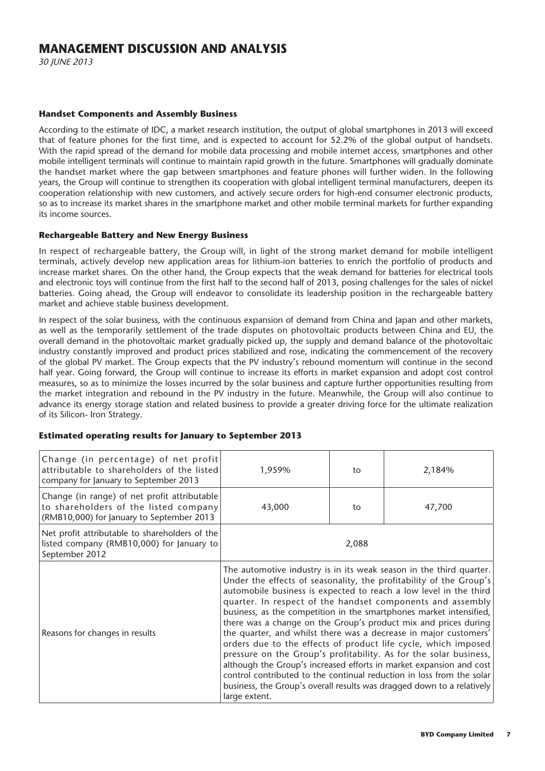# MANAGEMENT DISCUSSION AND ANALYSIS

*30 JUNE 2013*

### Handset Components and Assembly Business

According to the estimate of IDC, a market research institution, the output of global smartphones in 2013 will exceed that of feature phones for the first time, and is expected to account for 52.2% of the global output of handsets. With the rapid spread of the demand for mobile data processing and mobile internet access, smartphones and other mobile intelligent terminals will continue to maintain rapid growth in the future. Smartphones will gradually dominate the handset market where the gap between smartphones and feature phones will further widen. In the following years, the Group will continue to strengthen its cooperation with global intelligent terminal manufacturers, deepen its cooperation relationship with new customers, and actively secure orders for high-end consumer electronic products, so as to increase its market shares in the smartphone market and other mobile terminal markets for further expanding its income sources.

### Rechargeable Battery and New Energy Business

In respect of rechargeable battery, the Group will, in light of the strong market demand for mobile intelligent terminals, actively develop new application areas for lithium-ion batteries to enrich the portfolio of products and increase market shares. On the other hand, the Group expects that the weak demand for batteries for electrical tools and electronic toys will continue from the first half to the second half of 2013, posing challenges for the sales of nickel batteries. Going ahead, the Group will endeavor to consolidate its leadership position in the rechargeable battery market and achieve stable business development.

In respect of the solar business, with the continuous expansion of demand from China and Japan and other markets, as well as the temporarily settlement of the trade disputes on photovoltaic products between China and EU, the overall demand in the photovoltaic market gradually picked up, the supply and demand balance of the photovoltaic industry constantly improved and product prices stabilized and rose, indicating the commencement of the recovery of the global PV market. The Group expects that the PV industry's rebound momentum will continue in the second half year. Going forward, the Group will continue to increase its efforts in market expansion and adopt cost control measures, so as to minimize the losses incurred by the solar business and capture further opportunities resulting from the market integration and rebound in the PV industry in the future. Meanwhile, the Group will also continue to advance its energy storage station and related business to provide a greater driving force for the ultimate realization of its Silicon- Iron Strategy.

### Estimated operating results for January to September 2013

| | | | |
|---|---|---|---|
| Change (in percentage) of net profit attributable to shareholders of the listed company for January to September 2013 | 1,959% | to | 2,184% |
| Change (in range) of net profit attributable to shareholders of the listed company (RMB10,000) for January to September 2013 | 43,000 | to | 47,700 |
| Net profit attributable to shareholders of the listed company (RMB10,000) for January to September 2012 | 2,088 | | |
| Reasons for changes in results | The automotive industry is in its weak season in the third quarter. Under the effects of seasonality, the profitability of the Group's automobile business is expected to reach a low level in the third quarter. In respect of the handset components and assembly business, as the competition in the smartphones market intensified, there was a change on the Group's product mix and prices during the quarter, and whilst there was a decrease in major customers' orders due to the effects of product life cycle, which imposed pressure on the Group's profitability. As for the solar business, although the Group's increased efforts in market expansion and cost control contributed to the continual reduction in loss from the solar business, the Group's overall results was dragged down to a relatively large extent. | | |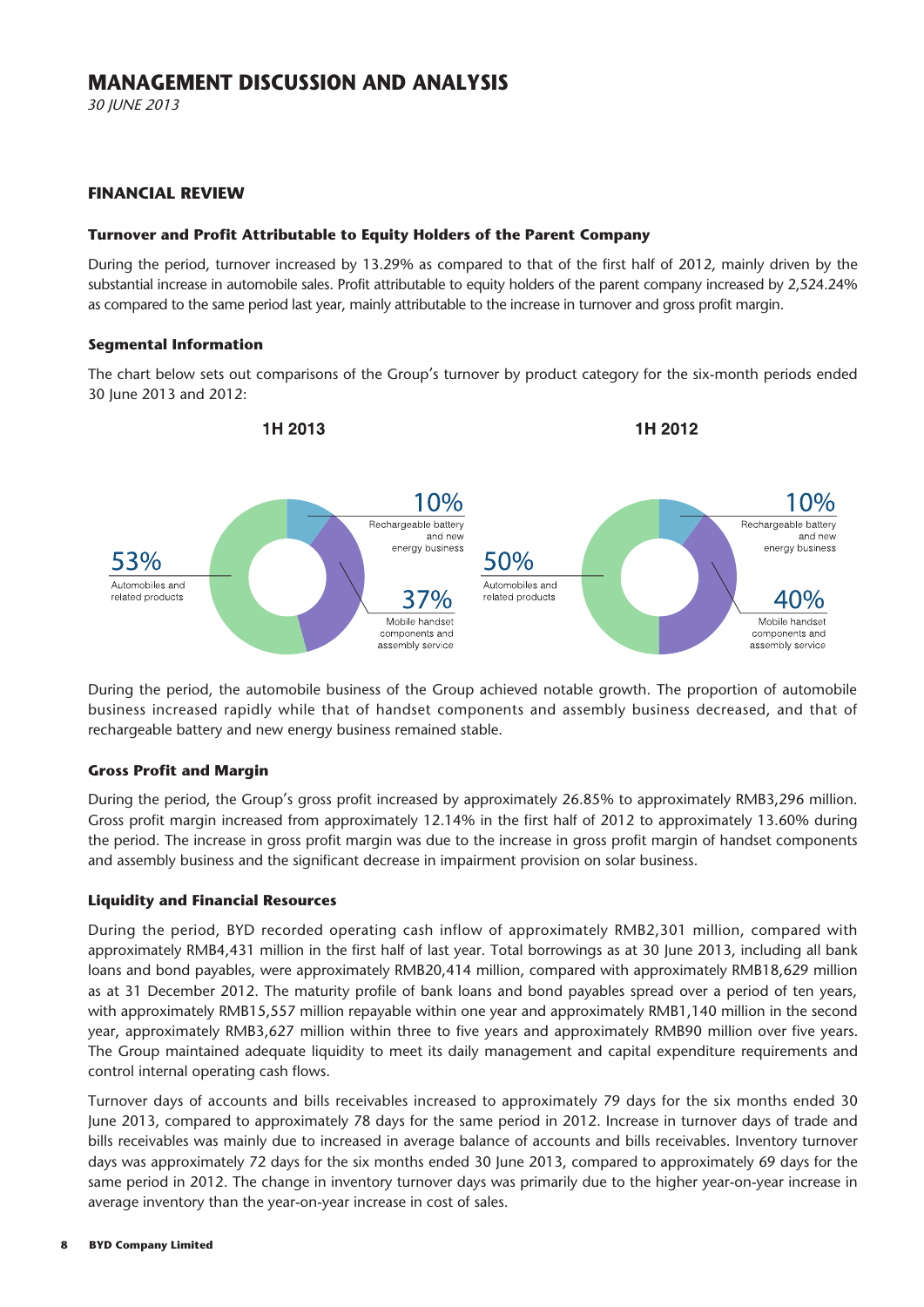# MANAGEMENT DISCUSSION AND ANALYSIS

*30 JUNE 2013*

## FINANCIAL REVIEW

### Turnover and Profit Attributable to Equity Holders of the Parent Company

During the period, turnover increased by 13.29% as compared to that of the first half of 2012, mainly driven by the substantial increase in automobile sales. Profit attributable to equity holders of the parent company increased by 2,524.24% as compared to the same period last year, mainly attributable to the increase in turnover and gross profit margin.

### Segmental Information

The chart below sets out comparisons of the Group's turnover by product category for the six-month periods ended 30 June 2013 and 2012:

**1H 2013**

- 53% Automobiles and related products
- 10% Rechargeable battery and new energy business
- 37% Mobile handset components and assembly service

**1H 2012**

- 50% Automobiles and related products
- 10% Rechargeable battery and new energy business
- 40% Mobile handset components and assembly service

During the period, the automobile business of the Group achieved notable growth. The proportion of automobile business increased rapidly while that of handset components and assembly business decreased, and that of rechargeable battery and new energy business remained stable.

### Gross Profit and Margin

During the period, the Group's gross profit increased by approximately 26.85% to approximately RMB3,296 million. Gross profit margin increased from approximately 12.14% in the first half of 2012 to approximately 13.60% during the period. The increase in gross profit margin was due to the increase in gross profit margin of handset components and assembly business and the significant decrease in impairment provision on solar business.

### Liquidity and Financial Resources

During the period, BYD recorded operating cash inflow of approximately RMB2,301 million, compared with approximately RMB4,431 million in the first half of last year. Total borrowings as at 30 June 2013, including all bank loans and bond payables, were approximately RMB20,414 million, compared with approximately RMB18,629 million as at 31 December 2012. The maturity profile of bank loans and bond payables spread over a period of ten years, with approximately RMB15,557 million repayable within one year and approximately RMB1,140 million in the second year, approximately RMB3,627 million within three to five years and approximately RMB90 million over five years. The Group maintained adequate liquidity to meet its daily management and capital expenditure requirements and control internal operating cash flows.

Turnover days of accounts and bills receivables increased to approximately 79 days for the six months ended 30 June 2013, compared to approximately 78 days for the same period in 2012. Increase in turnover days of trade and bills receivables was mainly due to increased in average balance of accounts and bills receivables. Inventory turnover days was approximately 72 days for the six months ended 30 June 2013, compared to approximately 69 days for the same period in 2012. The change in inventory turnover days was primarily due to the higher year-on-year increase in average inventory than the year-on-year increase in cost of sales.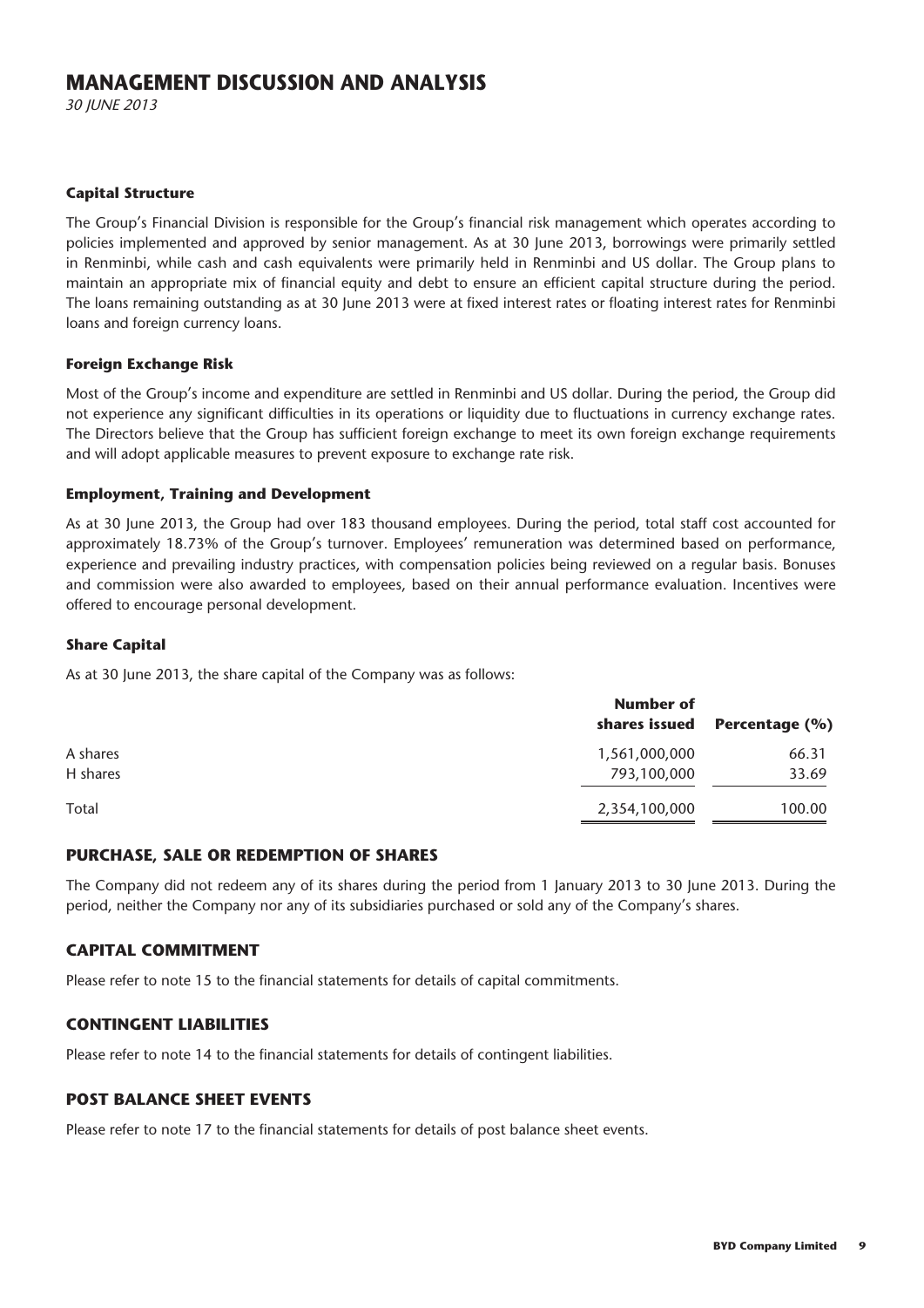# MANAGEMENT DISCUSSION AND ANALYSIS

*30 JUNE 2013*

### Capital Structure

The Group's Financial Division is responsible for the Group's financial risk management which operates according to policies implemented and approved by senior management. As at 30 June 2013, borrowings were primarily settled in Renminbi, while cash and cash equivalents were primarily held in Renminbi and US dollar. The Group plans to maintain an appropriate mix of financial equity and debt to ensure an efficient capital structure during the period. The loans remaining outstanding as at 30 June 2013 were at fixed interest rates or floating interest rates for Renminbi loans and foreign currency loans.

### Foreign Exchange Risk

Most of the Group's income and expenditure are settled in Renminbi and US dollar. During the period, the Group did not experience any significant difficulties in its operations or liquidity due to fluctuations in currency exchange rates. The Directors believe that the Group has sufficient foreign exchange to meet its own foreign exchange requirements and will adopt applicable measures to prevent exposure to exchange rate risk.

### Employment, Training and Development

As at 30 June 2013, the Group had over 183 thousand employees. During the period, total staff cost accounted for approximately 18.73% of the Group's turnover. Employees' remuneration was determined based on performance, experience and prevailing industry practices, with compensation policies being reviewed on a regular basis. Bonuses and commission were also awarded to employees, based on their annual performance evaluation. Incentives were offered to encourage personal development.

### Share Capital

As at 30 June 2013, the share capital of the Company was as follows:

| | Number of shares issued | Percentage (%) |
|---|---|---|
| A shares | 1,561,000,000 | 66.31 |
| H shares | 793,100,000 | 33.69 |
| Total | 2,354,100,000 | 100.00 |

## PURCHASE, SALE OR REDEMPTION OF SHARES

The Company did not redeem any of its shares during the period from 1 January 2013 to 30 June 2013. During the period, neither the Company nor any of its subsidiaries purchased or sold any of the Company's shares.

## CAPITAL COMMITMENT

Please refer to note 15 to the financial statements for details of capital commitments.

## CONTINGENT LIABILITIES

Please refer to note 14 to the financial statements for details of contingent liabilities.

## POST BALANCE SHEET EVENTS

Please refer to note 17 to the financial statements for details of post balance sheet events.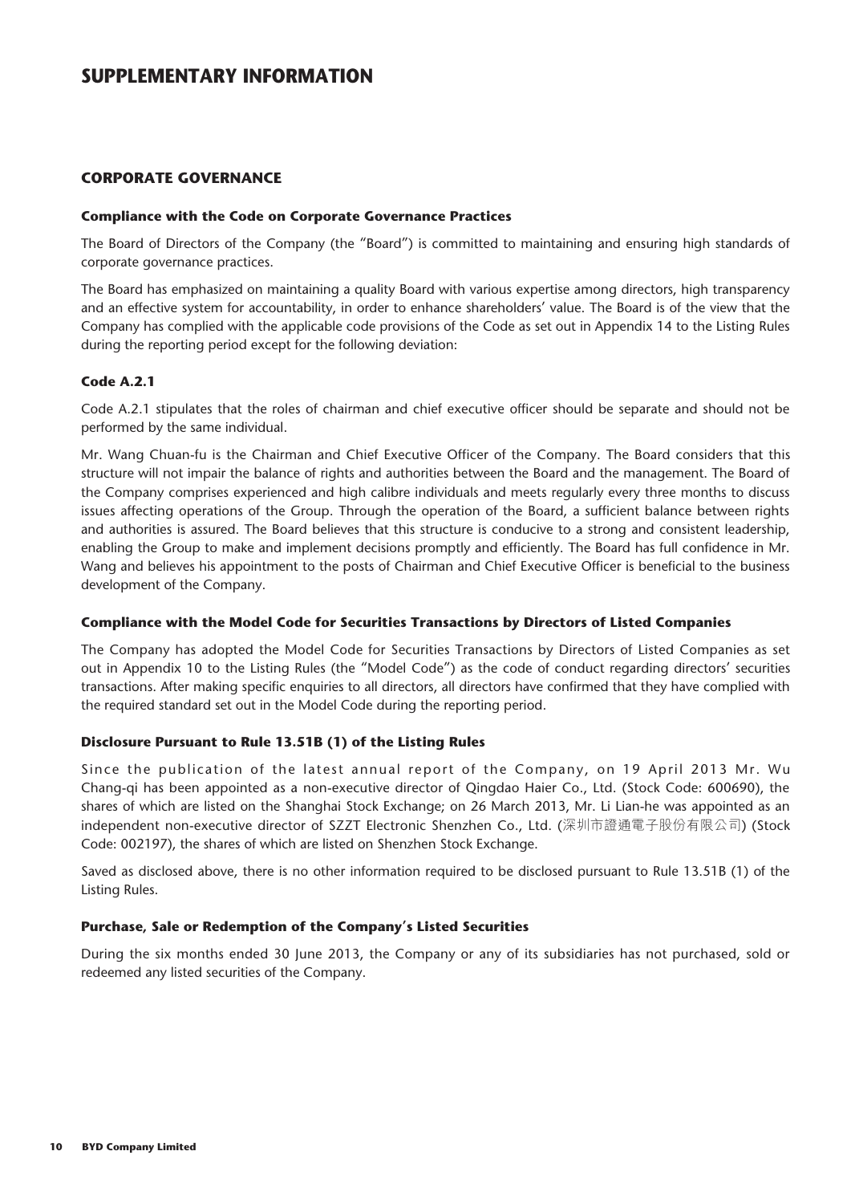# SUPPLEMENTARY INFORMATION

## CORPORATE GOVERNANCE

### Compliance with the Code on Corporate Governance Practices

The Board of Directors of the Company (the "Board") is committed to maintaining and ensuring high standards of corporate governance practices.

The Board has emphasized on maintaining a quality Board with various expertise among directors, high transparency and an effective system for accountability, in order to enhance shareholders' value. The Board is of the view that the Company has complied with the applicable code provisions of the Code as set out in Appendix 14 to the Listing Rules during the reporting period except for the following deviation:

### Code A.2.1

Code A.2.1 stipulates that the roles of chairman and chief executive officer should be separate and should not be performed by the same individual.

Mr. Wang Chuan-fu is the Chairman and Chief Executive Officer of the Company. The Board considers that this structure will not impair the balance of rights and authorities between the Board and the management. The Board of the Company comprises experienced and high calibre individuals and meets regularly every three months to discuss issues affecting operations of the Group. Through the operation of the Board, a sufficient balance between rights and authorities is assured. The Board believes that this structure is conducive to a strong and consistent leadership, enabling the Group to make and implement decisions promptly and efficiently. The Board has full confidence in Mr. Wang and believes his appointment to the posts of Chairman and Chief Executive Officer is beneficial to the business development of the Company.

### Compliance with the Model Code for Securities Transactions by Directors of Listed Companies

The Company has adopted the Model Code for Securities Transactions by Directors of Listed Companies as set out in Appendix 10 to the Listing Rules (the "Model Code") as the code of conduct regarding directors' securities transactions. After making specific enquiries to all directors, all directors have confirmed that they have complied with the required standard set out in the Model Code during the reporting period.

### Disclosure Pursuant to Rule 13.51B (1) of the Listing Rules

Since the publication of the latest annual report of the Company, on 19 April 2013 Mr. Wu Chang-qi has been appointed as a non-executive director of Qingdao Haier Co., Ltd. (Stock Code: 600690), the shares of which are listed on the Shanghai Stock Exchange; on 26 March 2013, Mr. Li Lian-he was appointed as an independent non-executive director of SZZT Electronic Shenzhen Co., Ltd. (深圳市證通電子股份有限公司) (Stock Code: 002197), the shares of which are listed on Shenzhen Stock Exchange.

Saved as disclosed above, there is no other information required to be disclosed pursuant to Rule 13.51B (1) of the Listing Rules.

### Purchase, Sale or Redemption of the Company's Listed Securities

During the six months ended 30 June 2013, the Company or any of its subsidiaries has not purchased, sold or redeemed any listed securities of the Company.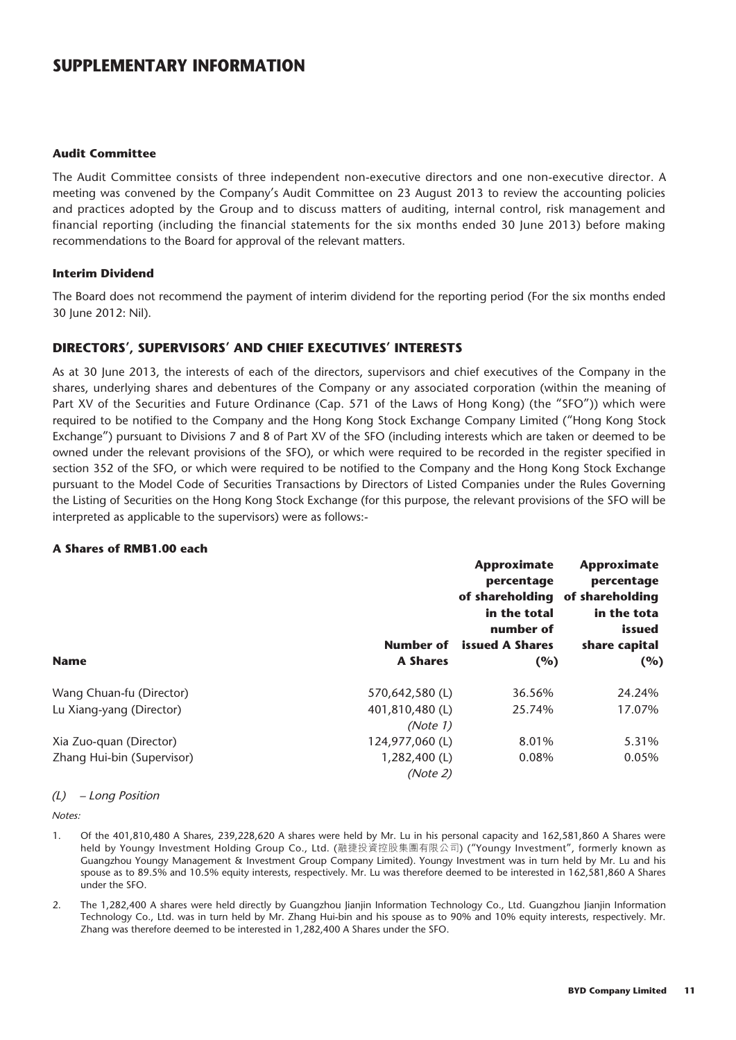# SUPPLEMENTARY INFORMATION

### Audit Committee

The Audit Committee consists of three independent non-executive directors and one non-executive director. A meeting was convened by the Company's Audit Committee on 23 August 2013 to review the accounting policies and practices adopted by the Group and to discuss matters of auditing, internal control, risk management and financial reporting (including the financial statements for the six months ended 30 June 2013) before making recommendations to the Board for approval of the relevant matters.

### Interim Dividend

The Board does not recommend the payment of interim dividend for the reporting period (For the six months ended 30 June 2012: Nil).

## DIRECTORS', SUPERVISORS' AND CHIEF EXECUTIVES' INTERESTS

As at 30 June 2013, the interests of each of the directors, supervisors and chief executives of the Company in the shares, underlying shares and debentures of the Company or any associated corporation (within the meaning of Part XV of the Securities and Future Ordinance (Cap. 571 of the Laws of Hong Kong) (the "SFO")) which were required to be notified to the Company and the Hong Kong Stock Exchange Company Limited ("Hong Kong Stock Exchange") pursuant to Divisions 7 and 8 of Part XV of the SFO (including interests which are taken or deemed to be owned under the relevant provisions of the SFO), or which were required to be recorded in the register specified in section 352 of the SFO, or which were required to be notified to the Company and the Hong Kong Stock Exchange pursuant to the Model Code of Securities Transactions by Directors of Listed Companies under the Rules Governing the Listing of Securities on the Hong Kong Stock Exchange (for this purpose, the relevant provisions of the SFO will be interpreted as applicable to the supervisors) were as follows:-

### A Shares of RMB1.00 each

| Name | Number of A Shares | Approximate percentage of shareholding in the total number of issued A Shares (%) | Approximate percentage of shareholding in the tota issued share capital (%) |
|---|---|---|---|
| Wang Chuan-fu (Director) | 570,642,580 (L) | 36.56% | 24.24% |
| Lu Xiang-yang (Director) | 401,810,480 (L) *(Note 1)* | 25.74% | 17.07% |
| Xia Zuo-quan (Director) | 124,977,060 (L) | 8.01% | 5.31% |
| Zhang Hui-bin (Supervisor) | 1,282,400 (L) *(Note 2)* | 0.08% | 0.05% |

*(L) – Long Position*

*Notes:*

1. Of the 401,810,480 A Shares, 239,228,620 A shares were held by Mr. Lu in his personal capacity and 162,581,860 A Shares were held by Youngy Investment Holding Group Co., Ltd. (融捷投資控股集團有限公司) ("Youngy Investment", formerly known as Guangzhou Youngy Management & Investment Group Company Limited). Youngy Investment was in turn held by Mr. Lu and his spouse as to 89.5% and 10.5% equity interests, respectively. Mr. Lu was therefore deemed to be interested in 162,581,860 A Shares under the SFO.

2. The 1,282,400 A shares were held directly by Guangzhou Jianjin Information Technology Co., Ltd. Guangzhou Jianjin Information Technology Co., Ltd. was in turn held by Mr. Zhang Hui-bin and his spouse as to 90% and 10% equity interests, respectively. Mr. Zhang was therefore deemed to be interested in 1,282,400 A Shares under the SFO.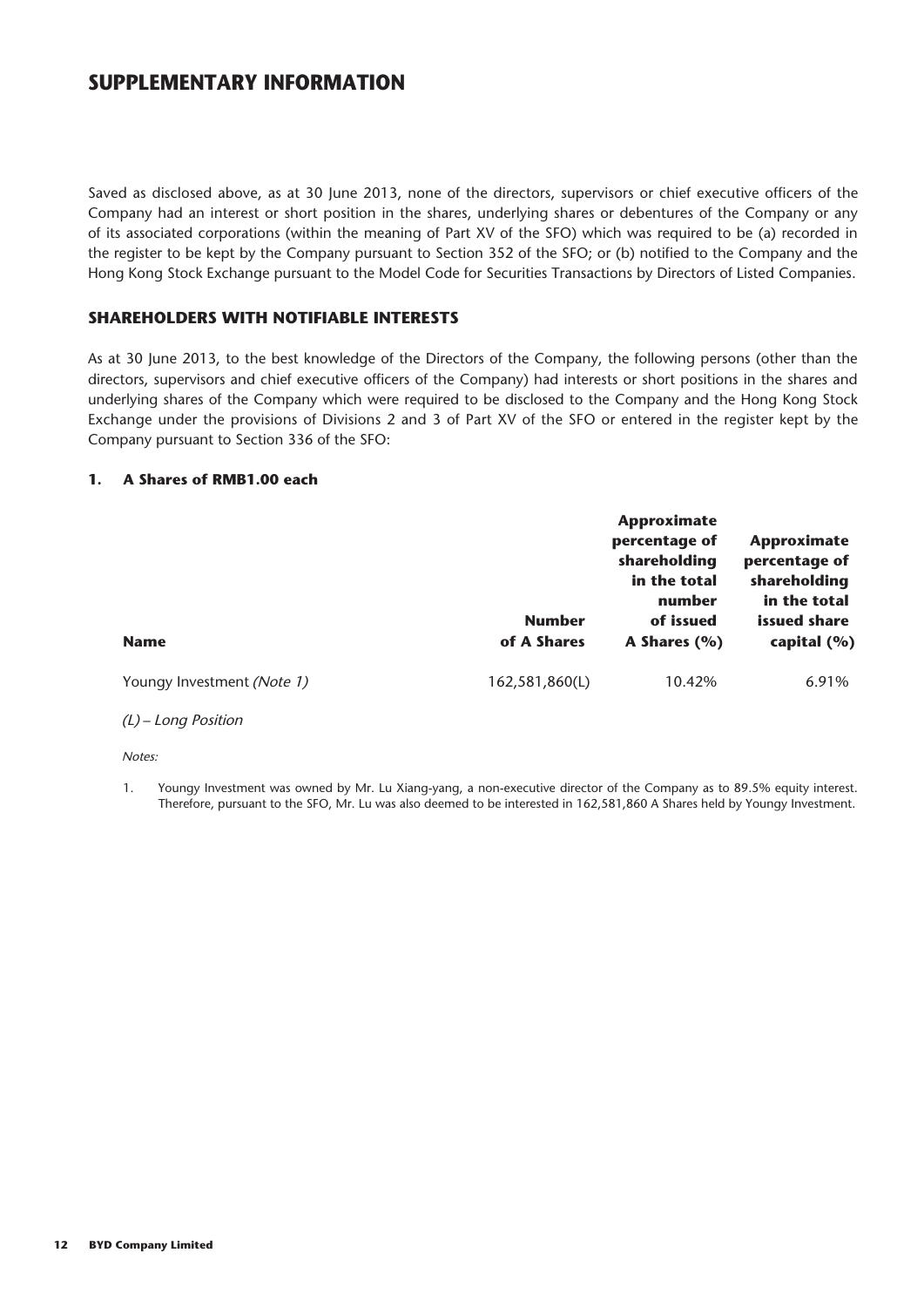# SUPPLEMENTARY INFORMATION

Saved as disclosed above, as at 30 June 2013, none of the directors, supervisors or chief executive officers of the Company had an interest or short position in the shares, underlying shares or debentures of the Company or any of its associated corporations (within the meaning of Part XV of the SFO) which was required to be (a) recorded in the register to be kept by the Company pursuant to Section 352 of the SFO; or (b) notified to the Company and the Hong Kong Stock Exchange pursuant to the Model Code for Securities Transactions by Directors of Listed Companies.

## SHAREHOLDERS WITH NOTIFIABLE INTERESTS

As at 30 June 2013, to the best knowledge of the Directors of the Company, the following persons (other than the directors, supervisors and chief executive officers of the Company) had interests or short positions in the shares and underlying shares of the Company which were required to be disclosed to the Company and the Hong Kong Stock Exchange under the provisions of Divisions 2 and 3 of Part XV of the SFO or entered in the register kept by the Company pursuant to Section 336 of the SFO:

### 1. A Shares of RMB1.00 each

| Name | Number of A Shares | Approximate percentage of shareholding in the total number of issued A Shares (%) | Approximate percentage of shareholding in the total issued share capital (%) |
|---|---|---|---|
| Youngy Investment *(Note 1)* | 162,581,860(L) | 10.42% | 6.91% |

*(L) – Long Position*

*Notes:*

1. Youngy Investment was owned by Mr. Lu Xiang-yang, a non-executive director of the Company as to 89.5% equity interest. Therefore, pursuant to the SFO, Mr. Lu was also deemed to be interested in 162,581,860 A Shares held by Youngy Investment.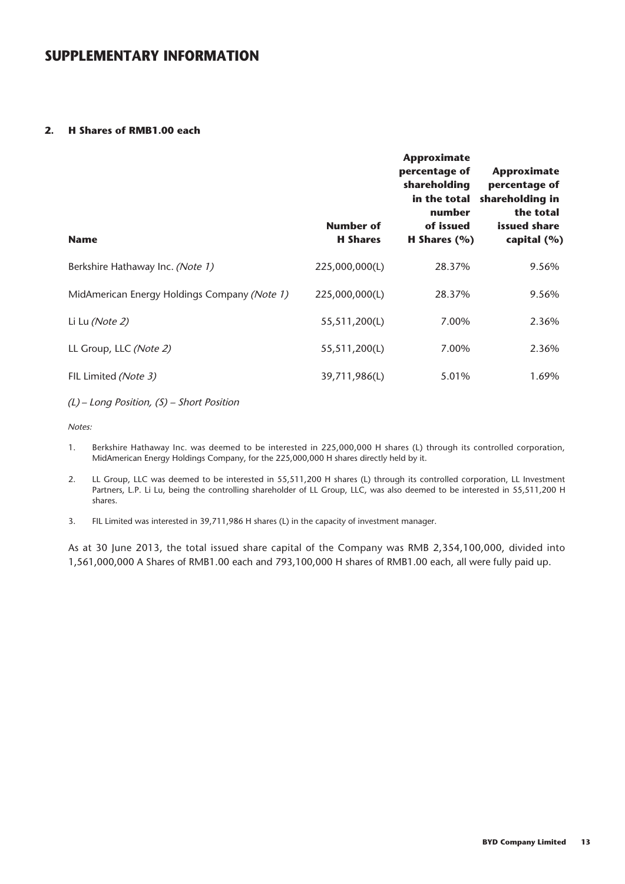# SUPPLEMENTARY INFORMATION

## 2. H Shares of RMB1.00 each

| Name | Number of H Shares | Approximate percentage of shareholding in the total number of issued H Shares (%) | Approximate percentage of shareholding in the total issued share capital (%) |
|---|---|---|---|
| Berkshire Hathaway Inc. *(Note 1)* | 225,000,000(L) | 28.37% | 9.56% |
| MidAmerican Energy Holdings Company *(Note 1)* | 225,000,000(L) | 28.37% | 9.56% |
| Li Lu *(Note 2)* | 55,511,200(L) | 7.00% | 2.36% |
| LL Group, LLC *(Note 2)* | 55,511,200(L) | 7.00% | 2.36% |
| FIL Limited *(Note 3)* | 39,711,986(L) | 5.01% | 1.69% |

*(L) – Long Position, (S) – Short Position*

*Notes:*

1. Berkshire Hathaway Inc. was deemed to be interested in 225,000,000 H shares (L) through its controlled corporation, MidAmerican Energy Holdings Company, for the 225,000,000 H shares directly held by it.

2. LL Group, LLC was deemed to be interested in 55,511,200 H shares (L) through its controlled corporation, LL Investment Partners, L.P. Li Lu, being the controlling shareholder of LL Group, LLC, was also deemed to be interested in 55,511,200 H shares.

3. FIL Limited was interested in 39,711,986 H shares (L) in the capacity of investment manager.

As at 30 June 2013, the total issued share capital of the Company was RMB 2,354,100,000, divided into 1,561,000,000 A Shares of RMB1.00 each and 793,100,000 H shares of RMB1.00 each, all were fully paid up.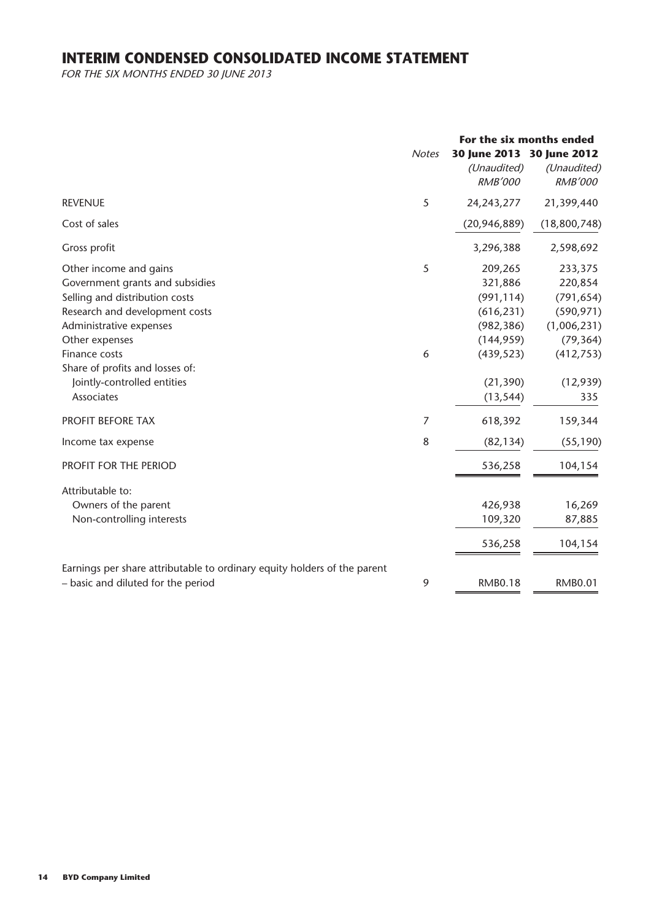# INTERIM CONDENSED CONSOLIDATED INCOME STATEMENT

*FOR THE SIX MONTHS ENDED 30 JUNE 2013*

| | *Notes* | **For the six months ended** | |
|---|---|---|---|
| | | **30 June 2013** | **30 June 2012** |
| | | *(Unaudited)* | *(Unaudited)* |
| | | *RMB'000* | *RMB'000* |
| REVENUE | 5 | 24,243,277 | 21,399,440 |
| Cost of sales | | (20,946,889) | (18,800,748) |
| Gross profit | | 3,296,388 | 2,598,692 |
| Other income and gains | 5 | 209,265 | 233,375 |
| Government grants and subsidies | | 321,886 | 220,854 |
| Selling and distribution costs | | (991,114) | (791,654) |
| Research and development costs | | (616,231) | (590,971) |
| Administrative expenses | | (982,386) | (1,006,231) |
| Other expenses | | (144,959) | (79,364) |
| Finance costs | 6 | (439,523) | (412,753) |
| Share of profits and losses of: | | | |
| Jointly-controlled entities | | (21,390) | (12,939) |
| Associates | | (13,544) | 335 |
| PROFIT BEFORE TAX | 7 | 618,392 | 159,344 |
| Income tax expense | 8 | (82,134) | (55,190) |
| PROFIT FOR THE PERIOD | | 536,258 | 104,154 |
| Attributable to: | | | |
| Owners of the parent | | 426,938 | 16,269 |
| Non-controlling interests | | 109,320 | 87,885 |
| | | 536,258 | 104,154 |
| Earnings per share attributable to ordinary equity holders of the parent – basic and diluted for the period | 9 | RMB0.18 | RMB0.01 |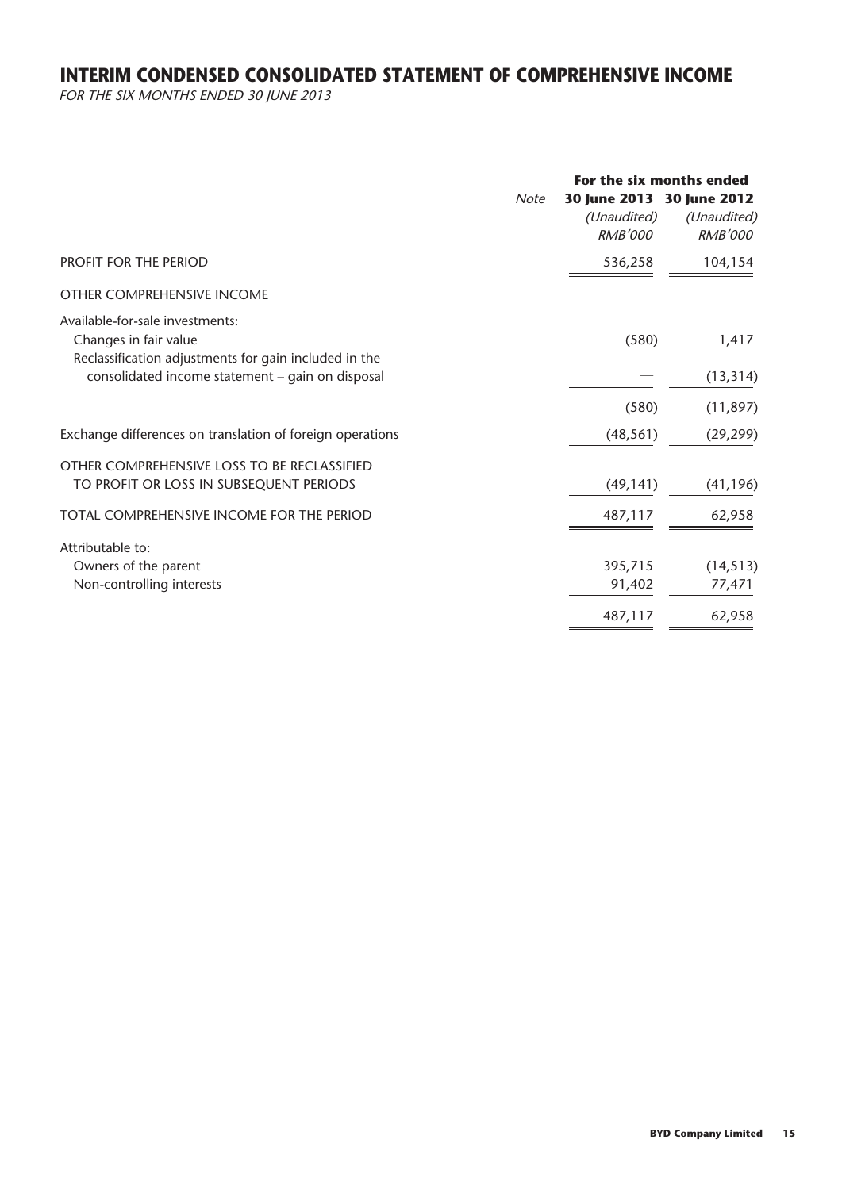# INTERIM CONDENSED CONSOLIDATED STATEMENT OF COMPREHENSIVE INCOME

*FOR THE SIX MONTHS ENDED 30 JUNE 2013*

| | *Note* | **For the six months ended 30 June 2013** *(Unaudited)* *RMB'000* | **30 June 2012** *(Unaudited)* *RMB'000* |
|---|---|---|---|
| PROFIT FOR THE PERIOD | | 536,258 | 104,154 |
| OTHER COMPREHENSIVE INCOME | | | |
| Available-for-sale investments: | | | |
| Changes in fair value | | (580) | 1,417 |
| Reclassification adjustments for gain included in the consolidated income statement – gain on disposal | | — | (13,314) |
| | | (580) | (11,897) |
| Exchange differences on translation of foreign operations | | (48,561) | (29,299) |
| OTHER COMPREHENSIVE LOSS TO BE RECLASSIFIED TO PROFIT OR LOSS IN SUBSEQUENT PERIODS | | (49,141) | (41,196) |
| TOTAL COMPREHENSIVE INCOME FOR THE PERIOD | | 487,117 | 62,958 |
| Attributable to: | | | |
| Owners of the parent | | 395,715 | (14,513) |
| Non-controlling interests | | 91,402 | 77,471 |
| | | 487,117 | 62,958 |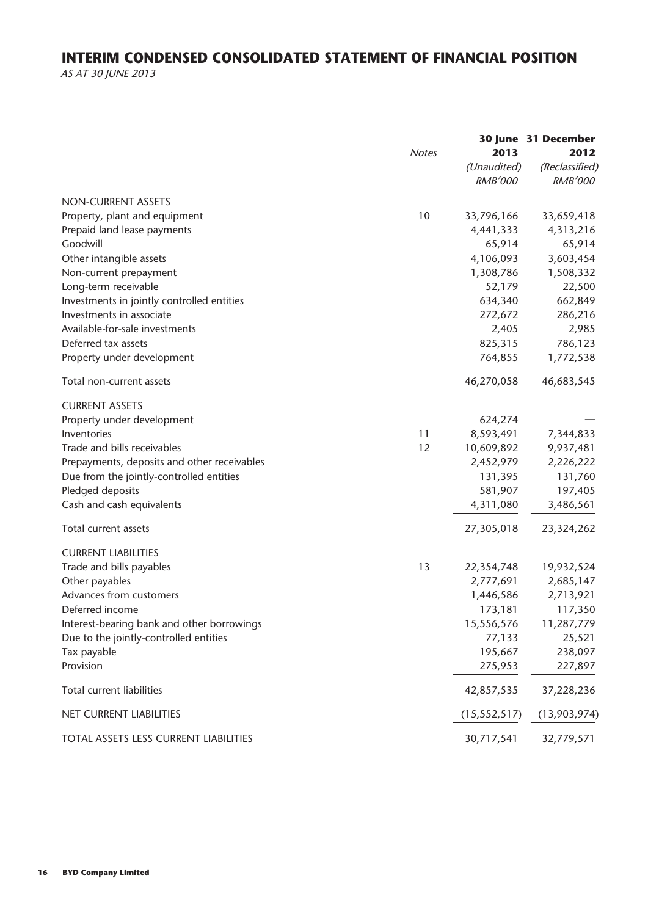# INTERIM CONDENSED CONSOLIDATED STATEMENT OF FINANCIAL POSITION

*AS AT 30 JUNE 2013*

| | *Notes* | **30 June 2013** *(Unaudited)* *RMB'000* | **31 December 2012** *(Reclassified)* *RMB'000* |
|---|---|---|---|
| NON-CURRENT ASSETS | | | |
| Property, plant and equipment | 10 | 33,796,166 | 33,659,418 |
| Prepaid land lease payments | | 4,441,333 | 4,313,216 |
| Goodwill | | 65,914 | 65,914 |
| Other intangible assets | | 4,106,093 | 3,603,454 |
| Non-current prepayment | | 1,308,786 | 1,508,332 |
| Long-term receivable | | 52,179 | 22,500 |
| Investments in jointly controlled entities | | 634,340 | 662,849 |
| Investments in associate | | 272,672 | 286,216 |
| Available-for-sale investments | | 2,405 | 2,985 |
| Deferred tax assets | | 825,315 | 786,123 |
| Property under development | | 764,855 | 1,772,538 |
| Total non-current assets | | 46,270,058 | 46,683,545 |
| CURRENT ASSETS | | | |
| Property under development | | 624,274 | — |
| Inventories | 11 | 8,593,491 | 7,344,833 |
| Trade and bills receivables | 12 | 10,609,892 | 9,937,481 |
| Prepayments, deposits and other receivables | | 2,452,979 | 2,226,222 |
| Due from the jointly-controlled entities | | 131,395 | 131,760 |
| Pledged deposits | | 581,907 | 197,405 |
| Cash and cash equivalents | | 4,311,080 | 3,486,561 |
| Total current assets | | 27,305,018 | 23,324,262 |
| CURRENT LIABILITIES | | | |
| Trade and bills payables | 13 | 22,354,748 | 19,932,524 |
| Other payables | | 2,777,691 | 2,685,147 |
| Advances from customers | | 1,446,586 | 2,713,921 |
| Deferred income | | 173,181 | 117,350 |
| Interest-bearing bank and other borrowings | | 15,556,576 | 11,287,779 |
| Due to the jointly-controlled entities | | 77,133 | 25,521 |
| Tax payable | | 195,667 | 238,097 |
| Provision | | 275,953 | 227,897 |
| Total current liabilities | | 42,857,535 | 37,228,236 |
| NET CURRENT LIABILITIES | | (15,552,517) | (13,903,974) |
| TOTAL ASSETS LESS CURRENT LIABILITIES | | 30,717,541 | 32,779,571 |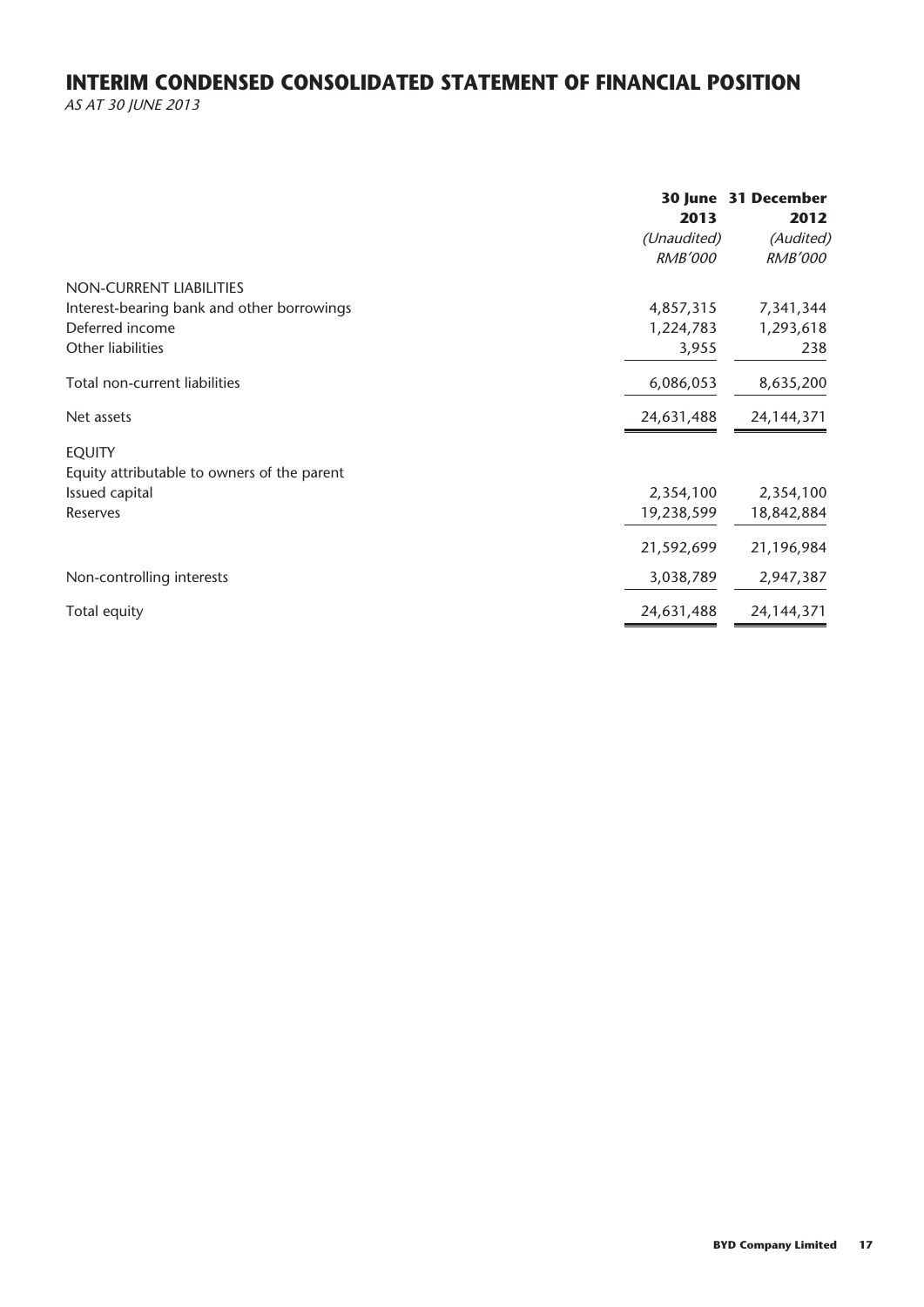# INTERIM CONDENSED CONSOLIDATED STATEMENT OF FINANCIAL POSITION

*AS AT 30 JUNE 2013*

| | 30 June 2013 | 31 December 2012 |
|---|---|---|
| | *(Unaudited)* | *(Audited)* |
| | *RMB'000* | *RMB'000* |
| NON-CURRENT LIABILITIES | | |
| Interest-bearing bank and other borrowings | 4,857,315 | 7,341,344 |
| Deferred income | 1,224,783 | 1,293,618 |
| Other liabilities | 3,955 | 238 |
| Total non-current liabilities | 6,086,053 | 8,635,200 |
| Net assets | 24,631,488 | 24,144,371 |
| EQUITY | | |
| Equity attributable to owners of the parent | | |
| Issued capital | 2,354,100 | 2,354,100 |
| Reserves | 19,238,599 | 18,842,884 |
| | 21,592,699 | 21,196,984 |
| Non-controlling interests | 3,038,789 | 2,947,387 |
| Total equity | 24,631,488 | 24,144,371 |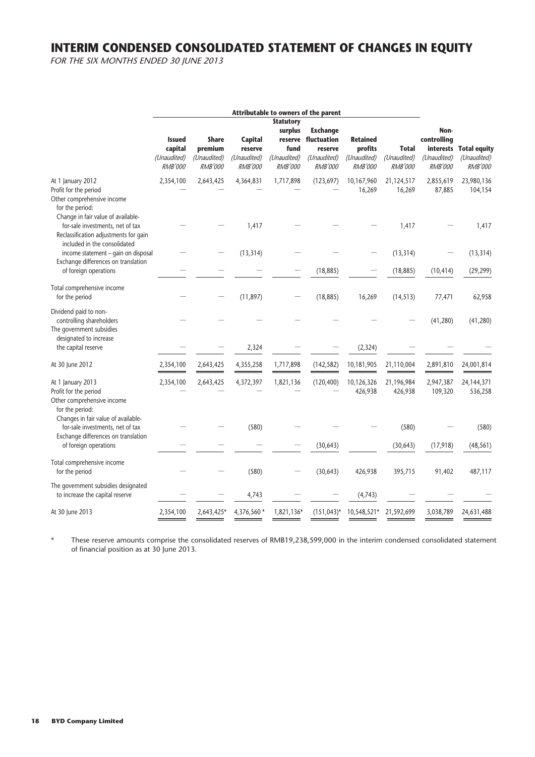# INTERIM CONDENSED CONSOLIDATED STATEMENT OF CHANGES IN EQUITY

*FOR THE SIX MONTHS ENDED 30 JUNE 2013*

| | Attributable to owners of the parent | | | | | | | | |
|---|---|---|---|---|---|---|---|---|---|
| | Issued capital (Unaudited) RMB'000 | Share premium (Unaudited) RMB'000 | Capital reserve (Unaudited) RMB'000 | Statutory surplus reserve fund (Unaudited) RMB'000 | Exchange fluctuation reserve (Unaudited) RMB'000 | Retained profits (Unaudited) RMB'000 | Total (Unaudited) RMB'000 | Non-controlling interests (Unaudited) RMB'000 | Total equity (Unaudited) RMB'000 |
| At 1 January 2012 | 2,354,100 | 2,643,425 | 4,364,831 | 1,717,898 | (123,697) | 10,167,960 | 21,124,517 | 2,855,619 | 23,980,136 |
| Profit for the period | — | — | — | — | — | 16,269 | 16,269 | 87,885 | 104,154 |
| Other comprehensive income for the period: | | | | | | | | | |
| Change in fair value of available-for-sale investments, net of tax | — | — | 1,417 | — | — | — | 1,417 | — | 1,417 |
| Reclassification adjustments for gain included in the consolidated income statement – gain on disposal | — | — | (13,314) | — | — | — | (13,314) | — | (13,314) |
| Exchange differences on translation of foreign operations | — | — | — | — | (18,885) | — | (18,885) | (10,414) | (29,299) |
| Total comprehensive income for the period | — | — | (11,897) | — | (18,885) | 16,269 | (14,513) | 77,471 | 62,958 |
| Dividend paid to non-controlling shareholders | — | — | — | — | — | — | — | (41,280) | (41,280) |
| The government subsidies designated to increase the capital reserve | — | — | 2,324 | — | — | (2,324) | — | — | — |
| At 30 June 2012 | 2,354,100 | 2,643,425 | 4,355,258 | 1,717,898 | (142,582) | 10,181,905 | 21,110,004 | 2,891,810 | 24,001,814 |
| At 1 January 2013 | 2,354,100 | 2,643,425 | 4,372,397 | 1,821,136 | (120,400) | 10,126,326 | 21,196,984 | 2,947,387 | 24,144,371 |
| Profit for the period | — | — | — | — | — | 426,938 | 426,938 | 109,320 | 536,258 |
| Other comprehensive income for the period: | | | | | | | | | |
| Changes in fair value of available-for-sale investments, net of tax | — | — | (580) | — | — | — | (580) | — | (580) |
| Exchange differences on translation of foreign operations | — | — | — | — | (30,643) | | (30,643) | (17,918) | (48,561) |
| Total comprehensive income for the period | — | — | (580) | — | (30,643) | 426,938 | 395,715 | 91,402 | 487,117 |
| The government subsidies designated to increase the capital reserve | — | — | 4,743 | — | — | (4,743) | — | — | — |
| At 30 June 2013 | 2,354,100 | 2,643,425* | 4,376,560 * | 1,821,136* | (151,043)* | 10,548,521* | 21,592,699 | 3,038,789 | 24,631,488 |

\* These reserve amounts comprise the consolidated reserves of RMB19,238,599,000 in the interim condensed consolidated statement of financial position as at 30 June 2013.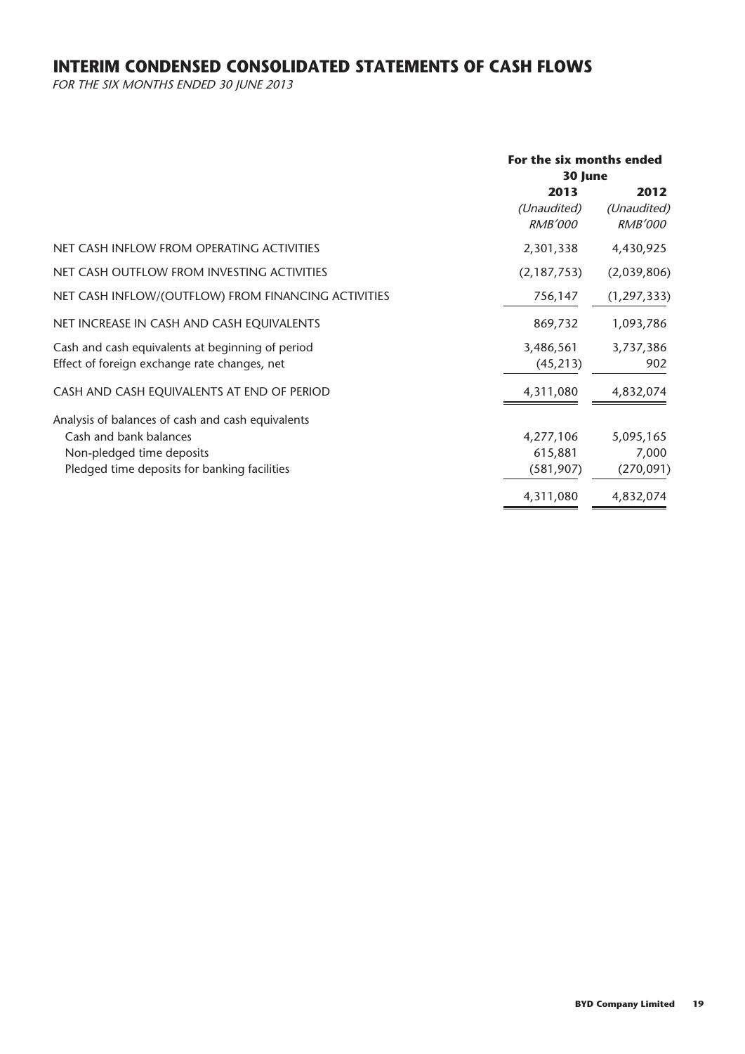# INTERIM CONDENSED CONSOLIDATED STATEMENTS OF CASH FLOWS

*FOR THE SIX MONTHS ENDED 30 JUNE 2013*

| | For the six months ended 30 June | |
|---|---|---|
| | **2013** | **2012** |
| | *(Unaudited)* | *(Unaudited)* |
| | *RMB'000* | *RMB'000* |
| NET CASH INFLOW FROM OPERATING ACTIVITIES | 2,301,338 | 4,430,925 |
| NET CASH OUTFLOW FROM INVESTING ACTIVITIES | (2,187,753) | (2,039,806) |
| NET CASH INFLOW/(OUTFLOW) FROM FINANCING ACTIVITIES | 756,147 | (1,297,333) |
| NET INCREASE IN CASH AND CASH EQUIVALENTS | 869,732 | 1,093,786 |
| Cash and cash equivalents at beginning of period | 3,486,561 | 3,737,386 |
| Effect of foreign exchange rate changes, net | (45,213) | 902 |
| CASH AND CASH EQUIVALENTS AT END OF PERIOD | 4,311,080 | 4,832,074 |
| Analysis of balances of cash and cash equivalents | | |
| Cash and bank balances | 4,277,106 | 5,095,165 |
| Non-pledged time deposits | 615,881 | 7,000 |
| Pledged time deposits for banking facilities | (581,907) | (270,091) |
| | 4,311,080 | 4,832,074 |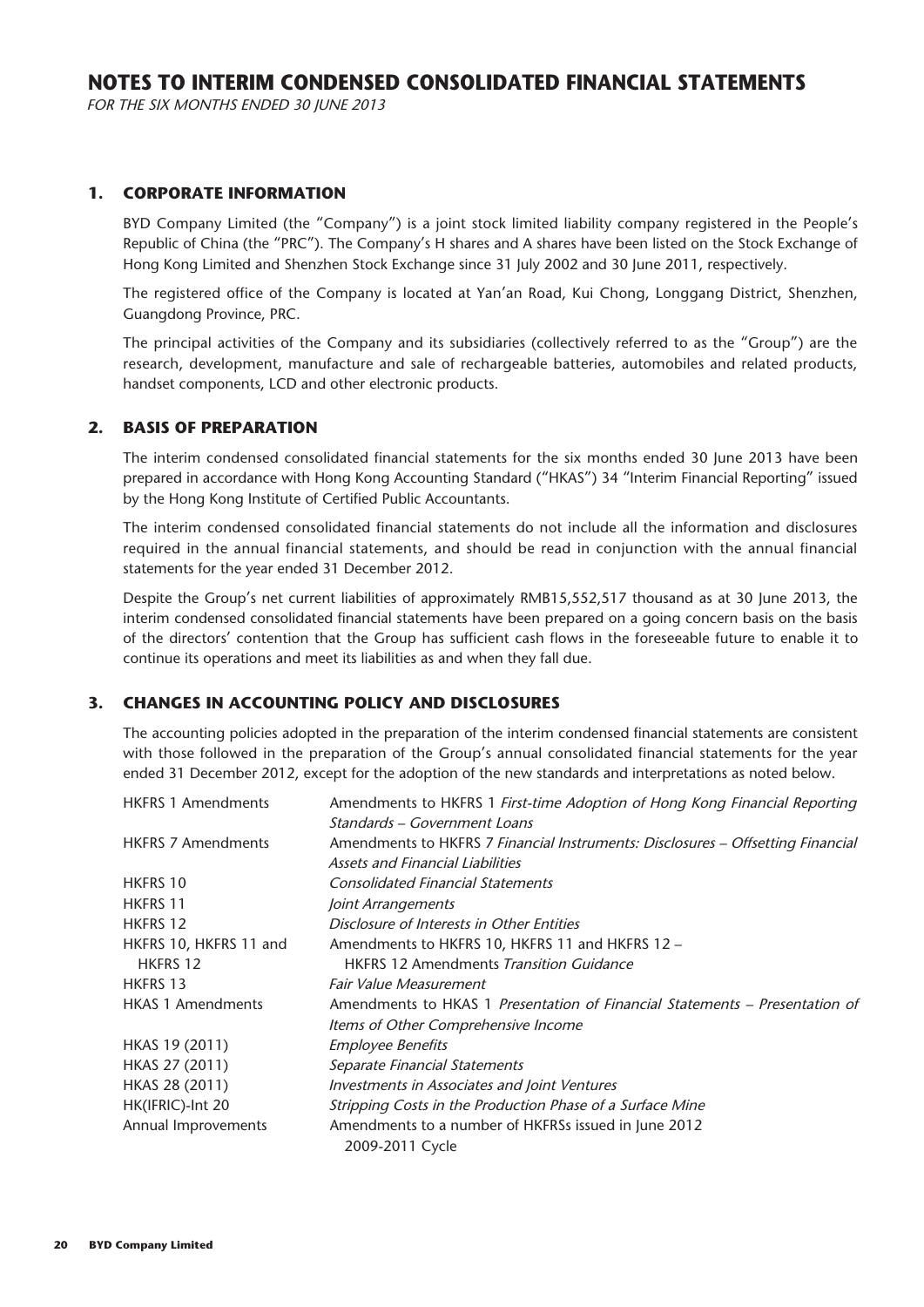# NOTES TO INTERIM CONDENSED CONSOLIDATED FINANCIAL STATEMENTS

*FOR THE SIX MONTHS ENDED 30 JUNE 2013*

## 1. CORPORATE INFORMATION

BYD Company Limited (the "Company") is a joint stock limited liability company registered in the People's Republic of China (the "PRC"). The Company's H shares and A shares have been listed on the Stock Exchange of Hong Kong Limited and Shenzhen Stock Exchange since 31 July 2002 and 30 June 2011, respectively.

The registered office of the Company is located at Yan'an Road, Kui Chong, Longgang District, Shenzhen, Guangdong Province, PRC.

The principal activities of the Company and its subsidiaries (collectively referred to as the "Group") are the research, development, manufacture and sale of rechargeable batteries, automobiles and related products, handset components, LCD and other electronic products.

## 2. BASIS OF PREPARATION

The interim condensed consolidated financial statements for the six months ended 30 June 2013 have been prepared in accordance with Hong Kong Accounting Standard ("HKAS") 34 "Interim Financial Reporting" issued by the Hong Kong Institute of Certified Public Accountants.

The interim condensed consolidated financial statements do not include all the information and disclosures required in the annual financial statements, and should be read in conjunction with the annual financial statements for the year ended 31 December 2012.

Despite the Group's net current liabilities of approximately RMB15,552,517 thousand as at 30 June 2013, the interim condensed consolidated financial statements have been prepared on a going concern basis on the basis of the directors' contention that the Group has sufficient cash flows in the foreseeable future to enable it to continue its operations and meet its liabilities as and when they fall due.

## 3. CHANGES IN ACCOUNTING POLICY AND DISCLOSURES

The accounting policies adopted in the preparation of the interim condensed financial statements are consistent with those followed in the preparation of the Group's annual consolidated financial statements for the year ended 31 December 2012, except for the adoption of the new standards and interpretations as noted below.

| | |
|---|---|
| HKFRS 1 Amendments | Amendments to HKFRS 1 *First-time Adoption of Hong Kong Financial Reporting Standards – Government Loans* |
| HKFRS 7 Amendments | Amendments to HKFRS 7 *Financial Instruments: Disclosures – Offsetting Financial Assets and Financial Liabilities* |
| HKFRS 10 | *Consolidated Financial Statements* |
| HKFRS 11 | *Joint Arrangements* |
| HKFRS 12 | *Disclosure of Interests in Other Entities* |
| HKFRS 10, HKFRS 11 and HKFRS 12 | Amendments to HKFRS 10, HKFRS 11 and HKFRS 12 – HKFRS 12 Amendments *Transition Guidance* |
| HKFRS 13 | *Fair Value Measurement* |
| HKAS 1 Amendments | Amendments to HKAS 1 *Presentation of Financial Statements – Presentation of Items of Other Comprehensive Income* |
| HKAS 19 (2011) | *Employee Benefits* |
| HKAS 27 (2011) | *Separate Financial Statements* |
| HKAS 28 (2011) | *Investments in Associates and Joint Ventures* |
| HK(IFRIC)-Int 20 | *Stripping Costs in the Production Phase of a Surface Mine* |
| Annual Improvements | Amendments to a number of HKFRSs issued in June 2012 2009-2011 Cycle |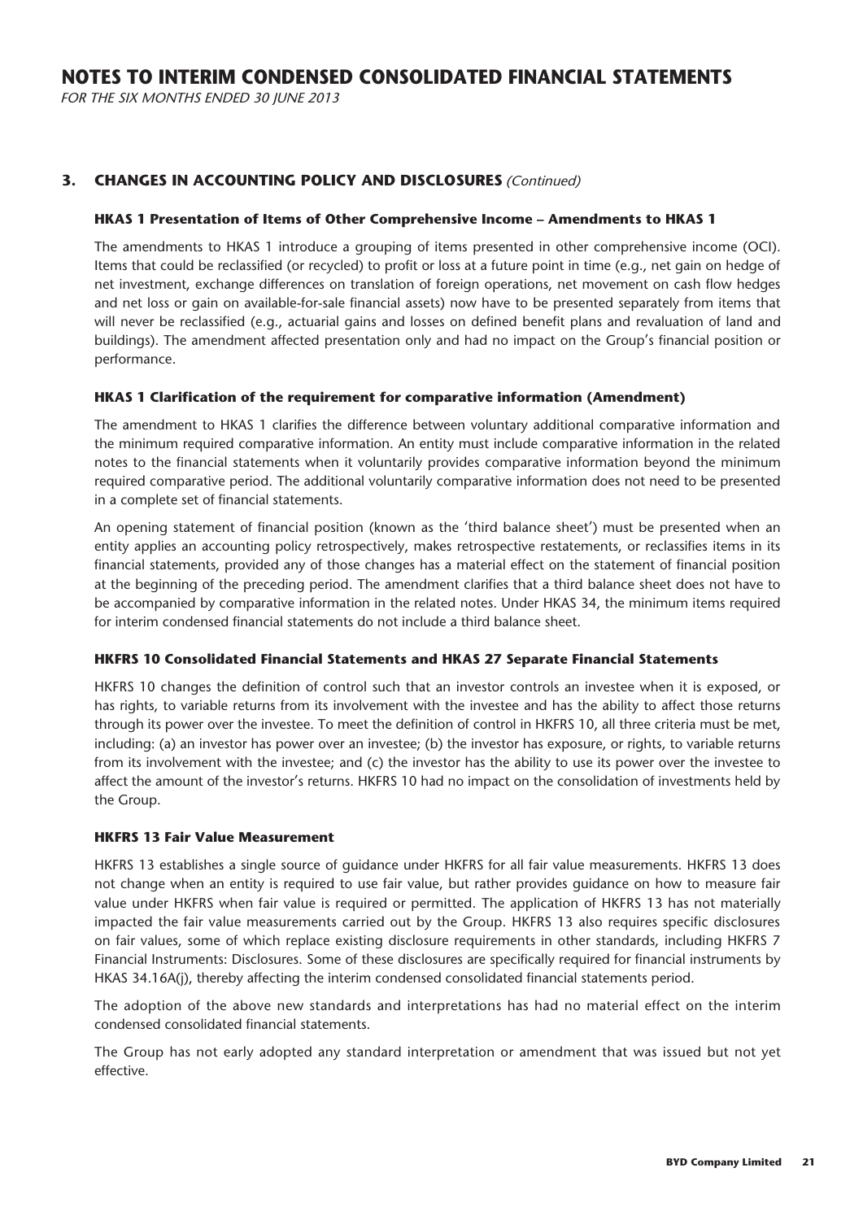## 3. CHANGES IN ACCOUNTING POLICY AND DISCLOSURES *(Continued)*

### HKAS 1 Presentation of Items of Other Comprehensive Income – Amendments to HKAS 1

The amendments to HKAS 1 introduce a grouping of items presented in other comprehensive income (OCI). Items that could be reclassified (or recycled) to profit or loss at a future point in time (e.g., net gain on hedge of net investment, exchange differences on translation of foreign operations, net movement on cash flow hedges and net loss or gain on available-for-sale financial assets) now have to be presented separately from items that will never be reclassified (e.g., actuarial gains and losses on defined benefit plans and revaluation of land and buildings). The amendment affected presentation only and had no impact on the Group's financial position or performance.

### HKAS 1 Clarification of the requirement for comparative information (Amendment)

The amendment to HKAS 1 clarifies the difference between voluntary additional comparative information and the minimum required comparative information. An entity must include comparative information in the related notes to the financial statements when it voluntarily provides comparative information beyond the minimum required comparative period. The additional voluntarily comparative information does not need to be presented in a complete set of financial statements.

An opening statement of financial position (known as the 'third balance sheet') must be presented when an entity applies an accounting policy retrospectively, makes retrospective restatements, or reclassifies items in its financial statements, provided any of those changes has a material effect on the statement of financial position at the beginning of the preceding period. The amendment clarifies that a third balance sheet does not have to be accompanied by comparative information in the related notes. Under HKAS 34, the minimum items required for interim condensed financial statements do not include a third balance sheet.

### HKFRS 10 Consolidated Financial Statements and HKAS 27 Separate Financial Statements

HKFRS 10 changes the definition of control such that an investor controls an investee when it is exposed, or has rights, to variable returns from its involvement with the investee and has the ability to affect those returns through its power over the investee. To meet the definition of control in HKFRS 10, all three criteria must be met, including: (a) an investor has power over an investee; (b) the investor has exposure, or rights, to variable returns from its involvement with the investee; and (c) the investor has the ability to use its power over the investee to affect the amount of the investor's returns. HKFRS 10 had no impact on the consolidation of investments held by the Group.

### HKFRS 13 Fair Value Measurement

HKFRS 13 establishes a single source of guidance under HKFRS for all fair value measurements. HKFRS 13 does not change when an entity is required to use fair value, but rather provides guidance on how to measure fair value under HKFRS when fair value is required or permitted. The application of HKFRS 13 has not materially impacted the fair value measurements carried out by the Group. HKFRS 13 also requires specific disclosures on fair values, some of which replace existing disclosure requirements in other standards, including HKFRS 7 Financial Instruments: Disclosures. Some of these disclosures are specifically required for financial instruments by HKAS 34.16A(j), thereby affecting the interim condensed consolidated financial statements period.

The adoption of the above new standards and interpretations has had no material effect on the interim condensed consolidated financial statements.

The Group has not early adopted any standard interpretation or amendment that was issued but not yet effective.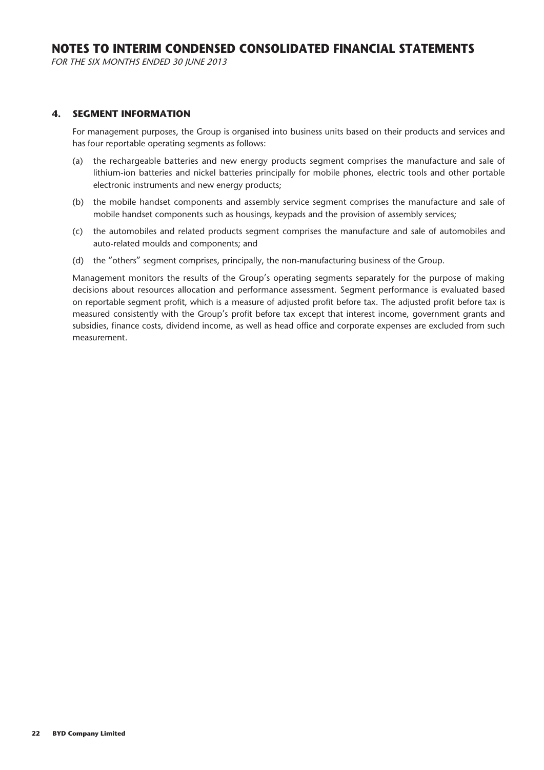# NOTES TO INTERIM CONDENSED CONSOLIDATED FINANCIAL STATEMENTS

*FOR THE SIX MONTHS ENDED 30 JUNE 2013*

## 4. SEGMENT INFORMATION

For management purposes, the Group is organised into business units based on their products and services and has four reportable operating segments as follows:

(a) the rechargeable batteries and new energy products segment comprises the manufacture and sale of lithium-ion batteries and nickel batteries principally for mobile phones, electric tools and other portable electronic instruments and new energy products;

(b) the mobile handset components and assembly service segment comprises the manufacture and sale of mobile handset components such as housings, keypads and the provision of assembly services;

(c) the automobiles and related products segment comprises the manufacture and sale of automobiles and auto-related moulds and components; and

(d) the "others" segment comprises, principally, the non-manufacturing business of the Group.

Management monitors the results of the Group's operating segments separately for the purpose of making decisions about resources allocation and performance assessment. Segment performance is evaluated based on reportable segment profit, which is a measure of adjusted profit before tax. The adjusted profit before tax is measured consistently with the Group's profit before tax except that interest income, government grants and subsidies, finance costs, dividend income, as well as head office and corporate expenses are excluded from such measurement.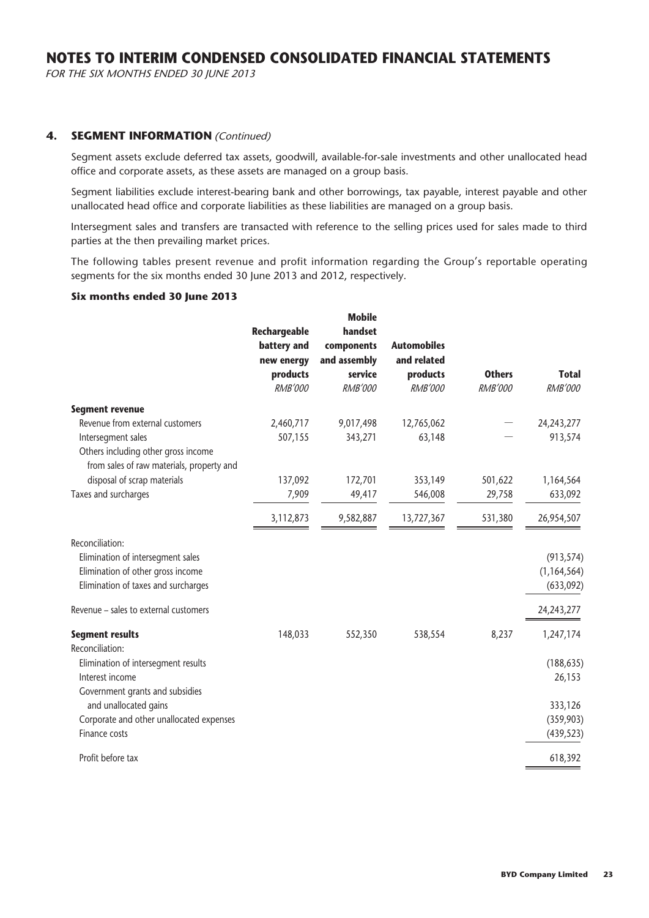# NOTES TO INTERIM CONDENSED CONSOLIDATED FINANCIAL STATEMENTS

*FOR THE SIX MONTHS ENDED 30 JUNE 2013*

## 4. SEGMENT INFORMATION *(Continued)*

Segment assets exclude deferred tax assets, goodwill, available-for-sale investments and other unallocated head office and corporate assets, as these assets are managed on a group basis.

Segment liabilities exclude interest-bearing bank and other borrowings, tax payable, interest payable and other unallocated head office and corporate liabilities as these liabilities are managed on a group basis.

Intersegment sales and transfers are transacted with reference to the selling prices used for sales made to third parties at the then prevailing market prices.

The following tables present revenue and profit information regarding the Group's reportable operating segments for the six months ended 30 June 2013 and 2012, respectively.

### Six months ended 30 June 2013

| | Rechargeable battery and new energy products *RMB'000* | Mobile handset components and assembly service *RMB'000* | Automobiles and related products *RMB'000* | Others *RMB'000* | Total *RMB'000* |
|---|---|---|---|---|---|
| **Segment revenue** | | | | | |
| Revenue from external customers | 2,460,717 | 9,017,498 | 12,765,062 | — | 24,243,277 |
| Intersegment sales | 507,155 | 343,271 | 63,148 | — | 913,574 |
| Others including other gross income from sales of raw materials, property and disposal of scrap materials | 137,092 | 172,701 | 353,149 | 501,622 | 1,164,564 |
| Taxes and surcharges | 7,909 | 49,417 | 546,008 | 29,758 | 633,092 |
| | 3,112,873 | 9,582,887 | 13,727,367 | 531,380 | 26,954,507 |
| Reconciliation: | | | | | |
| Elimination of intersegment sales | | | | | (913,574) |
| Elimination of other gross income | | | | | (1,164,564) |
| Elimination of taxes and surcharges | | | | | (633,092) |
| Revenue – sales to external customers | | | | | 24,243,277 |
| **Segment results** | 148,033 | 552,350 | 538,554 | 8,237 | 1,247,174 |
| Reconciliation: | | | | | |
| Elimination of intersegment results | | | | | (188,635) |
| Interest income | | | | | 26,153 |
| Government grants and subsidies and unallocated gains | | | | | 333,126 |
| Corporate and other unallocated expenses | | | | | (359,903) |
| Finance costs | | | | | (439,523) |
| Profit before tax | | | | | 618,392 |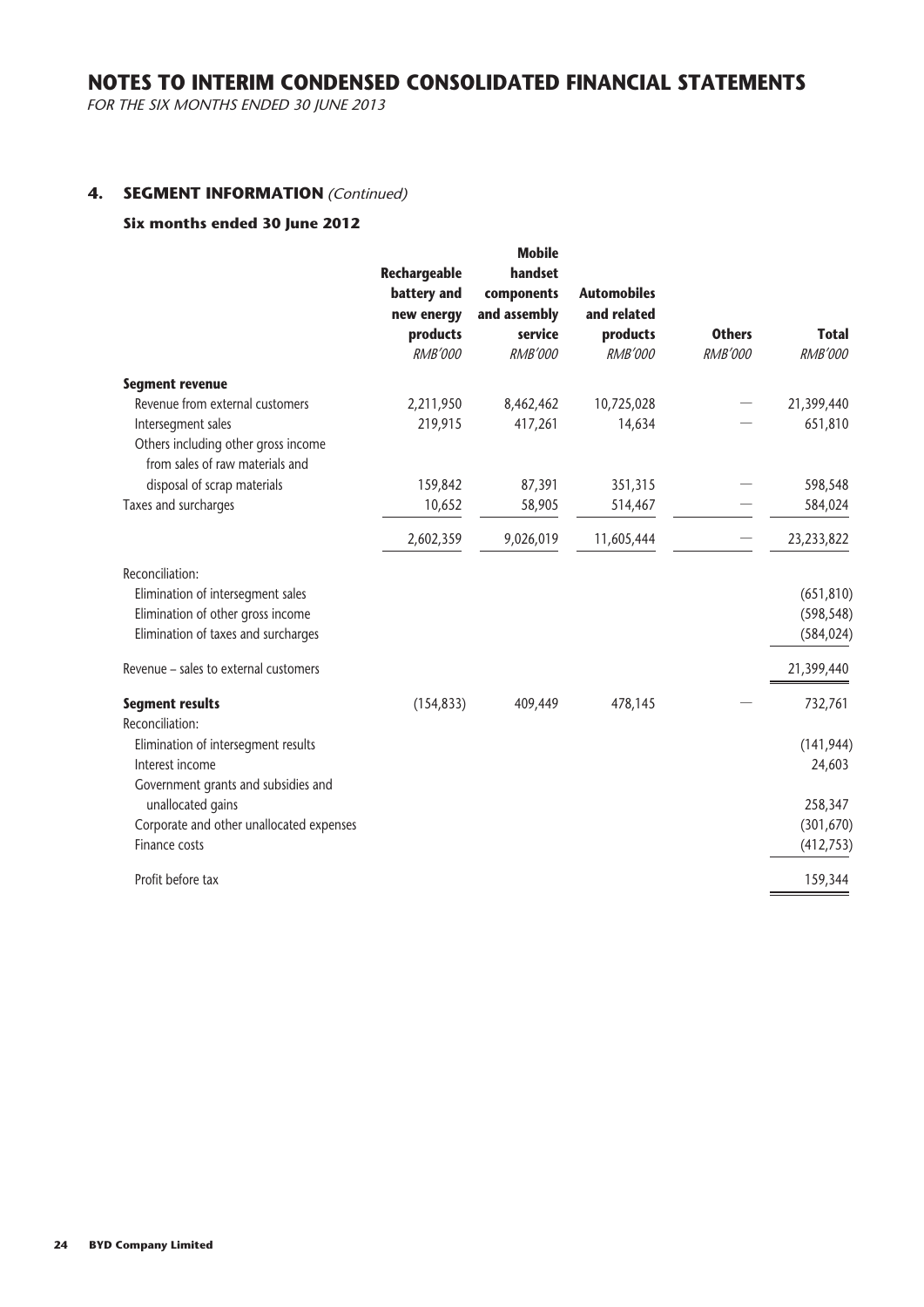# NOTES TO INTERIM CONDENSED CONSOLIDATED FINANCIAL STATEMENTS

*FOR THE SIX MONTHS ENDED 30 JUNE 2013*

## 4. SEGMENT INFORMATION *(Continued)*

### Six months ended 30 June 2012

| | Rechargeable battery and new energy products | Mobile handset components and assembly service | Automobiles and related products | Others | Total |
|---|---|---|---|---|---|
| | *RMB'000* | *RMB'000* | *RMB'000* | *RMB'000* | *RMB'000* |
| **Segment revenue** | | | | | |
| Revenue from external customers | 2,211,950 | 8,462,462 | 10,725,028 | — | 21,399,440 |
| Intersegment sales | 219,915 | 417,261 | 14,634 | — | 651,810 |
| Others including other gross income from sales of raw materials and disposal of scrap materials | 159,842 | 87,391 | 351,315 | — | 598,548 |
| Taxes and surcharges | 10,652 | 58,905 | 514,467 | — | 584,024 |
| | 2,602,359 | 9,026,019 | 11,605,444 | — | 23,233,822 |
| Reconciliation: | | | | | |
| Elimination of intersegment sales | | | | | (651,810) |
| Elimination of other gross income | | | | | (598,548) |
| Elimination of taxes and surcharges | | | | | (584,024) |
| Revenue – sales to external customers | | | | | 21,399,440 |
| **Segment results** | (154,833) | 409,449 | 478,145 | — | 732,761 |
| Reconciliation: | | | | | |
| Elimination of intersegment results | | | | | (141,944) |
| Interest income | | | | | 24,603 |
| Government grants and subsidies and unallocated gains | | | | | 258,347 |
| Corporate and other unallocated expenses | | | | | (301,670) |
| Finance costs | | | | | (412,753) |
| Profit before tax | | | | | 159,344 |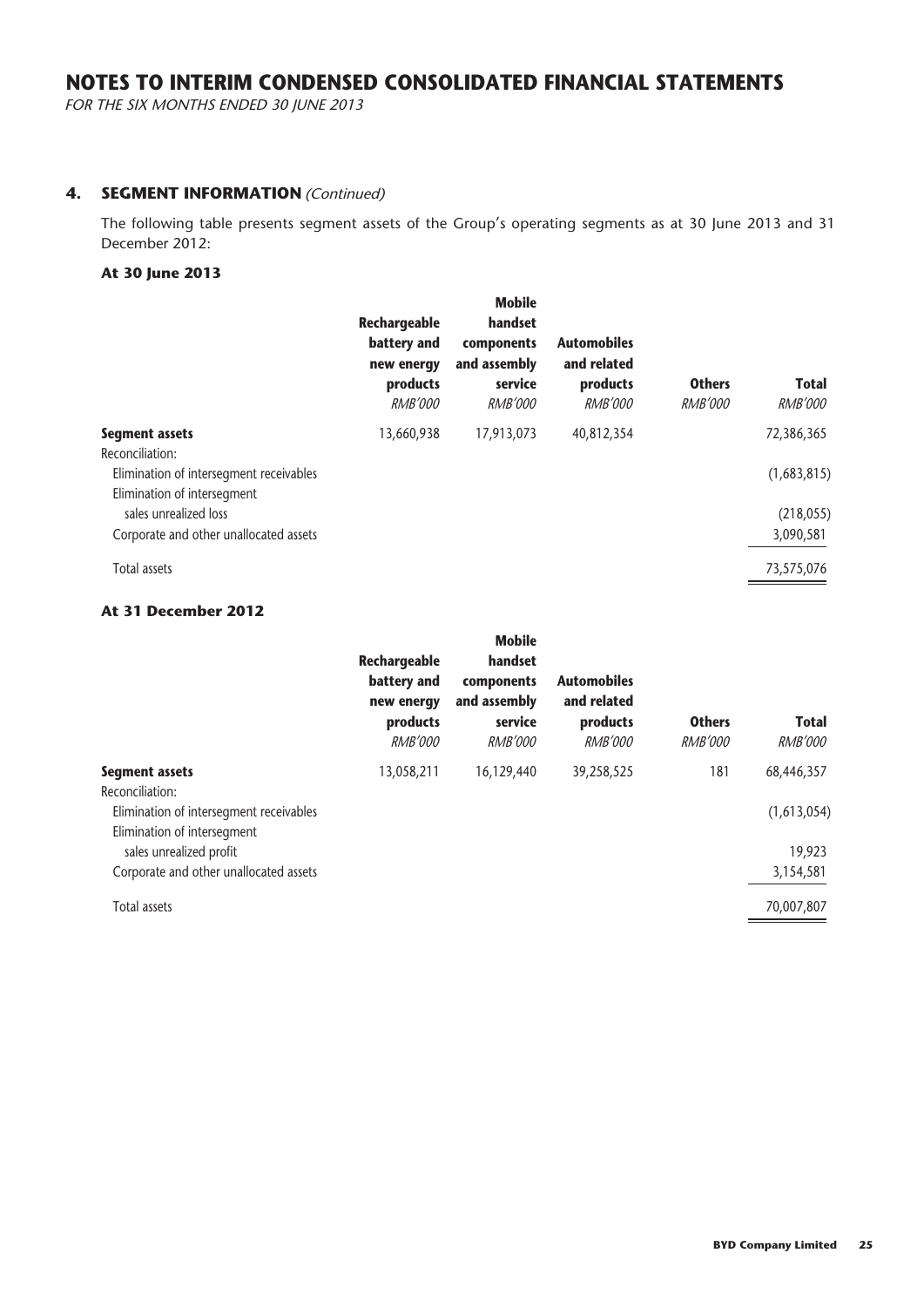# NOTES TO INTERIM CONDENSED CONSOLIDATED FINANCIAL STATEMENTS

*FOR THE SIX MONTHS ENDED 30 JUNE 2013*

## 4. SEGMENT INFORMATION *(Continued)*

The following table presents segment assets of the Group's operating segments as at 30 June 2013 and 31 December 2012:

### At 30 June 2013

| | Rechargeable battery and new energy products<br>*RMB'000* | Mobile handset components and assembly service<br>*RMB'000* | Automobiles and related products<br>*RMB'000* | Others<br>*RMB'000* | Total<br>*RMB'000* |
|---|---|---|---|---|---|
| **Segment assets** | 13,660,938 | 17,913,073 | 40,812,354 | | 72,386,365 |
| Reconciliation: | | | | | |
| Elimination of intersegment receivables | | | | | (1,683,815) |
| Elimination of intersegment sales unrealized loss | | | | | (218,055) |
| Corporate and other unallocated assets | | | | | 3,090,581 |
| Total assets | | | | | 73,575,076 |

### At 31 December 2012

| | Rechargeable battery and new energy products<br>*RMB'000* | Mobile handset components and assembly service<br>*RMB'000* | Automobiles and related products<br>*RMB'000* | Others<br>*RMB'000* | Total<br>*RMB'000* |
|---|---|---|---|---|---|
| **Segment assets** | 13,058,211 | 16,129,440 | 39,258,525 | 181 | 68,446,357 |
| Reconciliation: | | | | | |
| Elimination of intersegment receivables | | | | | (1,613,054) |
| Elimination of intersegment sales unrealized profit | | | | | 19,923 |
| Corporate and other unallocated assets | | | | | 3,154,581 |
| Total assets | | | | | 70,007,807 |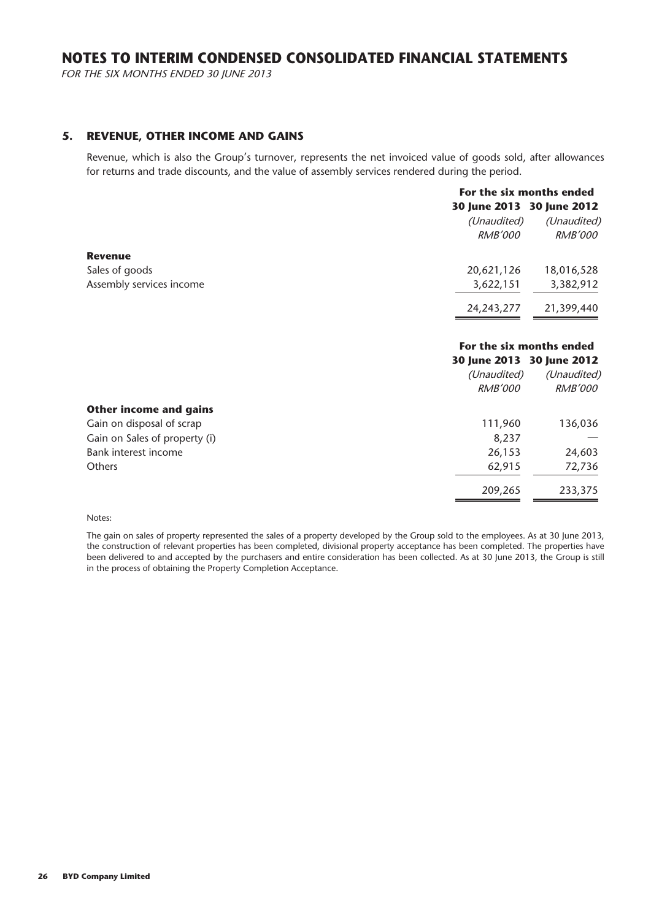# NOTES TO INTERIM CONDENSED CONSOLIDATED FINANCIAL STATEMENTS

*FOR THE SIX MONTHS ENDED 30 JUNE 2013*

## 5. REVENUE, OTHER INCOME AND GAINS

Revenue, which is also the Group's turnover, represents the net invoiced value of goods sold, after allowances for returns and trade discounts, and the value of assembly services rendered during the period.

| | For the six months ended | |
|---|---|---|
| | **30 June 2013** | **30 June 2012** |
| | *(Unaudited)* | *(Unaudited)* |
| | *RMB'000* | *RMB'000* |
| **Revenue** | | |
| Sales of goods | 20,621,126 | 18,016,528 |
| Assembly services income | 3,622,151 | 3,382,912 |
| | 24,243,277 | 21,399,440 |

| | For the six months ended | |
|---|---|---|
| | **30 June 2013** | **30 June 2012** |
| | *(Unaudited)* | *(Unaudited)* |
| | *RMB'000* | *RMB'000* |
| **Other income and gains** | | |
| Gain on disposal of scrap | 111,960 | 136,036 |
| Gain on Sales of property (i) | 8,237 | — |
| Bank interest income | 26,153 | 24,603 |
| Others | 62,915 | 72,736 |
| | 209,265 | 233,375 |

Notes:

The gain on sales of property represented the sales of a property developed by the Group sold to the employees. As at 30 June 2013, the construction of relevant properties has been completed, divisional property acceptance has been completed. The properties have been delivered to and accepted by the purchasers and entire consideration has been collected. As at 30 June 2013, the Group is still in the process of obtaining the Property Completion Acceptance.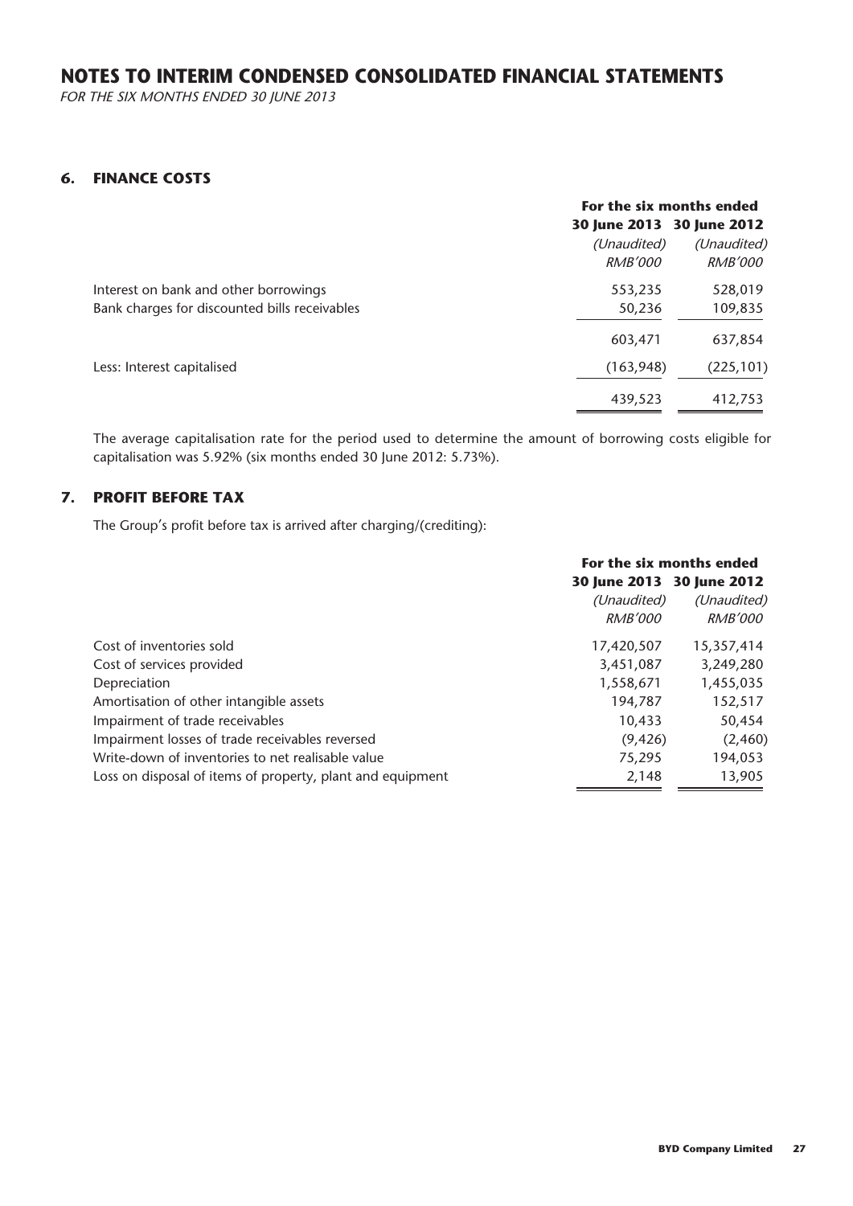# NOTES TO INTERIM CONDENSED CONSOLIDATED FINANCIAL STATEMENTS

*FOR THE SIX MONTHS ENDED 30 JUNE 2013*

## 6. FINANCE COSTS

| | For the six months ended | |
|---|---|---|
| | **30 June 2013** | **30 June 2012** |
| | *(Unaudited)* | *(Unaudited)* |
| | *RMB'000* | *RMB'000* |
| Interest on bank and other borrowings | 553,235 | 528,019 |
| Bank charges for discounted bills receivables | 50,236 | 109,835 |
| | 603,471 | 637,854 |
| Less: Interest capitalised | (163,948) | (225,101) |
| | 439,523 | 412,753 |

The average capitalisation rate for the period used to determine the amount of borrowing costs eligible for capitalisation was 5.92% (six months ended 30 June 2012: 5.73%).

## 7. PROFIT BEFORE TAX

The Group's profit before tax is arrived after charging/(crediting):

| | For the six months ended | |
|---|---|---|
| | **30 June 2013** | **30 June 2012** |
| | *(Unaudited)* | *(Unaudited)* |
| | *RMB'000* | *RMB'000* |
| Cost of inventories sold | 17,420,507 | 15,357,414 |
| Cost of services provided | 3,451,087 | 3,249,280 |
| Depreciation | 1,558,671 | 1,455,035 |
| Amortisation of other intangible assets | 194,787 | 152,517 |
| Impairment of trade receivables | 10,433 | 50,454 |
| Impairment losses of trade receivables reversed | (9,426) | (2,460) |
| Write-down of inventories to net realisable value | 75,295 | 194,053 |
| Loss on disposal of items of property, plant and equipment | 2,148 | 13,905 |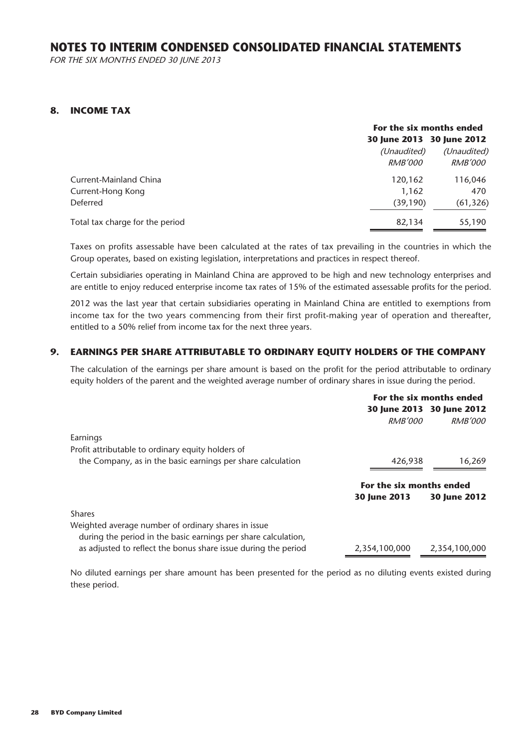# NOTES TO INTERIM CONDENSED CONSOLIDATED FINANCIAL STATEMENTS

*FOR THE SIX MONTHS ENDED 30 JUNE 2013*

## 8. INCOME TAX

| | For the six months ended | |
|---|---|---|
| | **30 June 2013** | **30 June 2012** |
| | *(Unaudited)* | *(Unaudited)* |
| | *RMB'000* | *RMB'000* |
| Current-Mainland China | 120,162 | 116,046 |
| Current-Hong Kong | 1,162 | 470 |
| Deferred | (39,190) | (61,326) |
| Total tax charge for the period | 82,134 | 55,190 |

Taxes on profits assessable have been calculated at the rates of tax prevailing in the countries in which the Group operates, based on existing legislation, interpretations and practices in respect thereof.

Certain subsidiaries operating in Mainland China are approved to be high and new technology enterprises and are entitle to enjoy reduced enterprise income tax rates of 15% of the estimated assessable profits for the period.

2012 was the last year that certain subsidiaries operating in Mainland China are entitled to exemptions from income tax for the two years commencing from their first profit-making year of operation and thereafter, entitled to a 50% relief from income tax for the next three years.

## 9. EARNINGS PER SHARE ATTRIBUTABLE TO ORDINARY EQUITY HOLDERS OF THE COMPANY

The calculation of the earnings per share amount is based on the profit for the period attributable to ordinary equity holders of the parent and the weighted average number of ordinary shares in issue during the period.

| | For the six months ended | |
|---|---|---|
| | **30 June 2013** | **30 June 2012** |
| | *RMB'000* | *RMB'000* |
| Earnings | | |
| Profit attributable to ordinary equity holders of the Company, as in the basic earnings per share calculation | 426,938 | 16,269 |

| | For the six months ended | |
|---|---|---|
| | **30 June 2013** | **30 June 2012** |
| Shares | | |
| Weighted average number of ordinary shares in issue during the period in the basic earnings per share calculation, as adjusted to reflect the bonus share issue during the period | 2,354,100,000 | 2,354,100,000 |

No diluted earnings per share amount has been presented for the period as no diluting events existed during these period.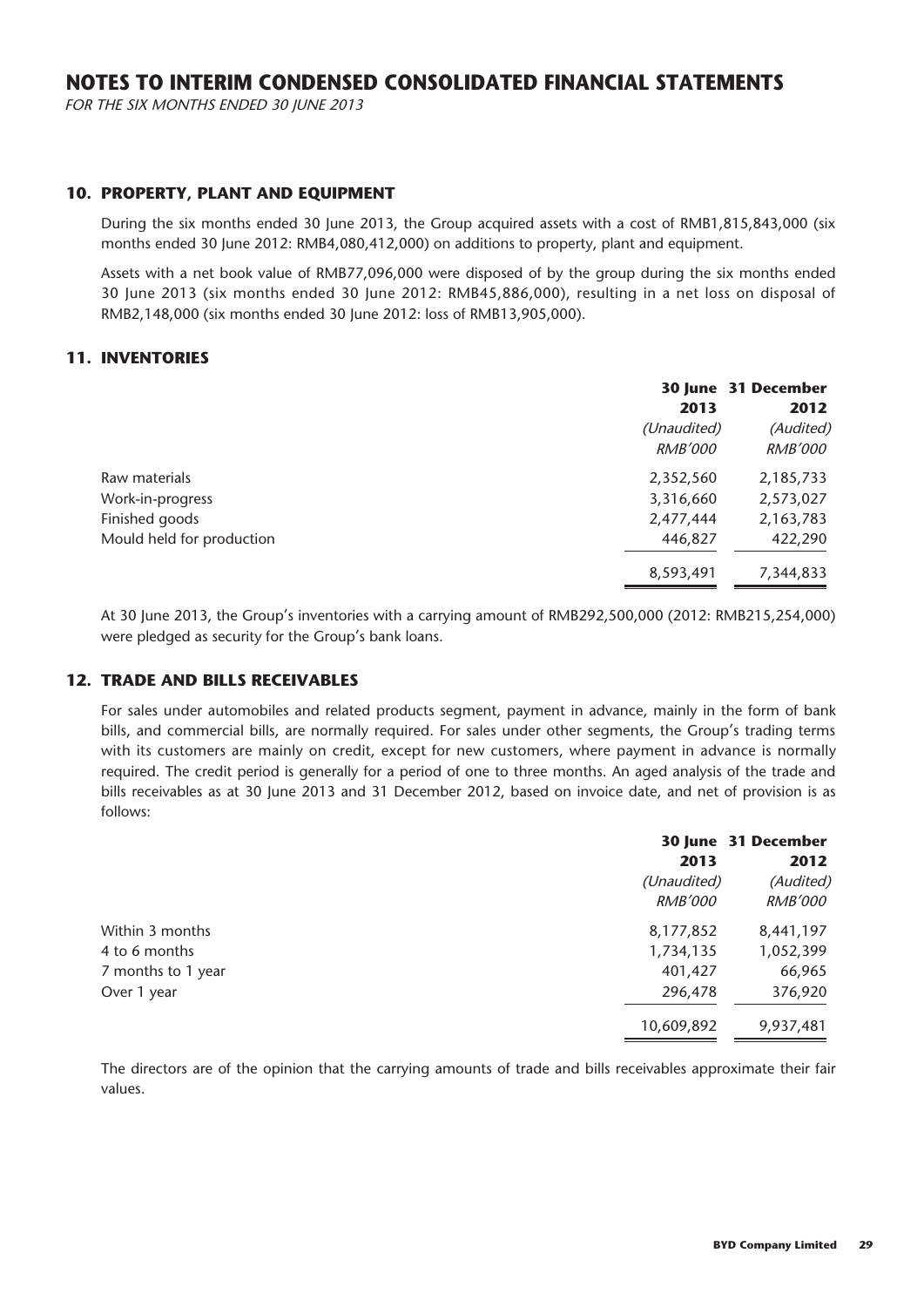# NOTES TO INTERIM CONDENSED CONSOLIDATED FINANCIAL STATEMENTS

*FOR THE SIX MONTHS ENDED 30 JUNE 2013*

## 10. PROPERTY, PLANT AND EQUIPMENT

During the six months ended 30 June 2013, the Group acquired assets with a cost of RMB1,815,843,000 (six months ended 30 June 2012: RMB4,080,412,000) on additions to property, plant and equipment.

Assets with a net book value of RMB77,096,000 were disposed of by the group during the six months ended 30 June 2013 (six months ended 30 June 2012: RMB45,886,000), resulting in a net loss on disposal of RMB2,148,000 (six months ended 30 June 2012: loss of RMB13,905,000).

## 11. INVENTORIES

| | 30 June 2013 | 31 December 2012 |
|---|---|---|
| | *(Unaudited)* | *(Audited)* |
| | *RMB'000* | *RMB'000* |
| Raw materials | 2,352,560 | 2,185,733 |
| Work-in-progress | 3,316,660 | 2,573,027 |
| Finished goods | 2,477,444 | 2,163,783 |
| Mould held for production | 446,827 | 422,290 |
| | 8,593,491 | 7,344,833 |

At 30 June 2013, the Group's inventories with a carrying amount of RMB292,500,000 (2012: RMB215,254,000) were pledged as security for the Group's bank loans.

## 12. TRADE AND BILLS RECEIVABLES

For sales under automobiles and related products segment, payment in advance, mainly in the form of bank bills, and commercial bills, are normally required. For sales under other segments, the Group's trading terms with its customers are mainly on credit, except for new customers, where payment in advance is normally required. The credit period is generally for a period of one to three months. An aged analysis of the trade and bills receivables as at 30 June 2013 and 31 December 2012, based on invoice date, and net of provision is as follows:

| | 30 June 2013 | 31 December 2012 |
|---|---|---|
| | *(Unaudited)* | *(Audited)* |
| | *RMB'000* | *RMB'000* |
| Within 3 months | 8,177,852 | 8,441,197 |
| 4 to 6 months | 1,734,135 | 1,052,399 |
| 7 months to 1 year | 401,427 | 66,965 |
| Over 1 year | 296,478 | 376,920 |
| | 10,609,892 | 9,937,481 |

The directors are of the opinion that the carrying amounts of trade and bills receivables approximate their fair values.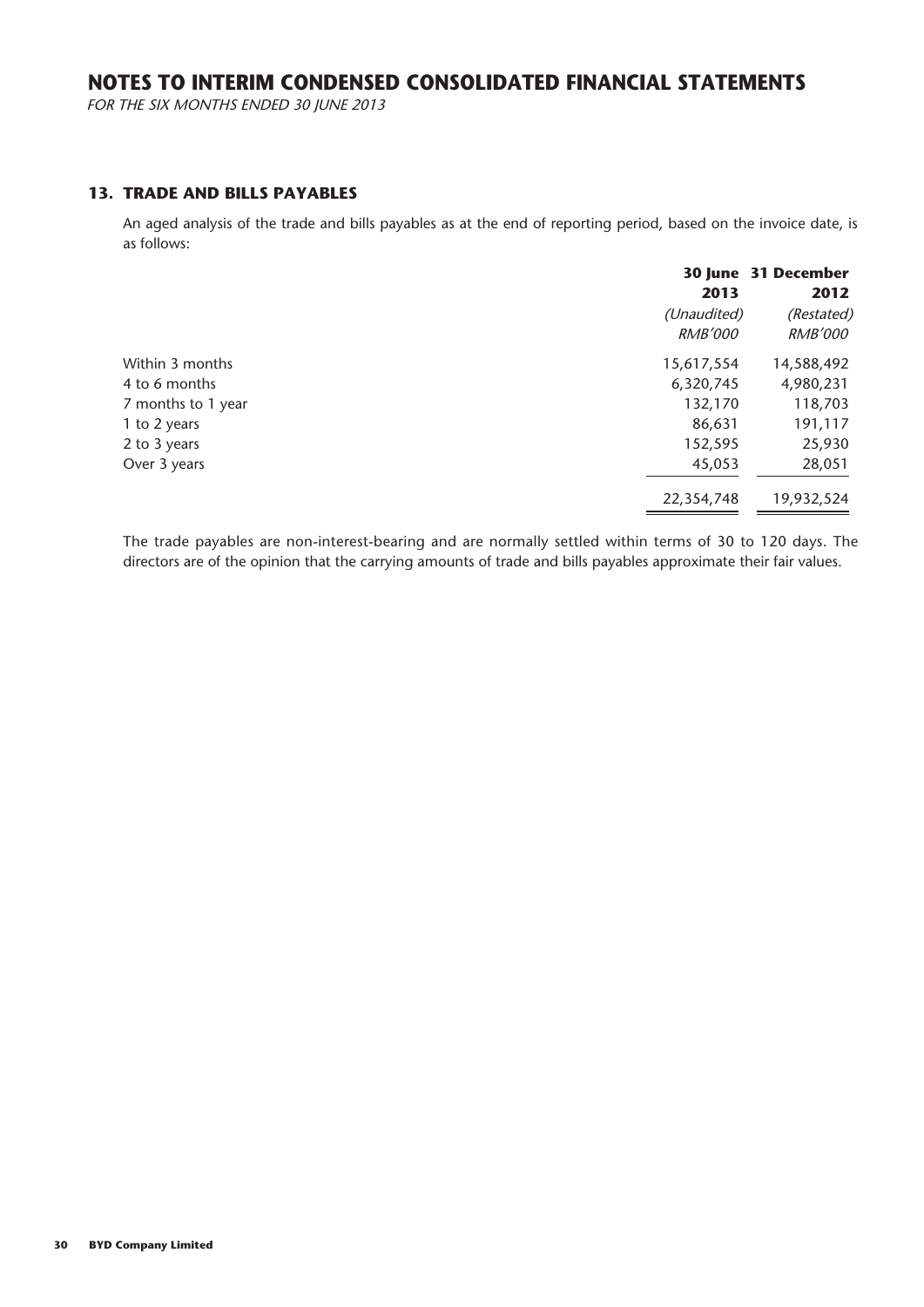# NOTES TO INTERIM CONDENSED CONSOLIDATED FINANCIAL STATEMENTS

*FOR THE SIX MONTHS ENDED 30 JUNE 2013*

## 13. TRADE AND BILLS PAYABLES

An aged analysis of the trade and bills payables as at the end of reporting period, based on the invoice date, is as follows:

| | 30 June 2013 | 31 December 2012 |
|---|---|---|
| | *(Unaudited)* | *(Restated)* |
| | *RMB'000* | *RMB'000* |
| Within 3 months | 15,617,554 | 14,588,492 |
| 4 to 6 months | 6,320,745 | 4,980,231 |
| 7 months to 1 year | 132,170 | 118,703 |
| 1 to 2 years | 86,631 | 191,117 |
| 2 to 3 years | 152,595 | 25,930 |
| Over 3 years | 45,053 | 28,051 |
| | 22,354,748 | 19,932,524 |

The trade payables are non-interest-bearing and are normally settled within terms of 30 to 120 days. The directors are of the opinion that the carrying amounts of trade and bills payables approximate their fair values.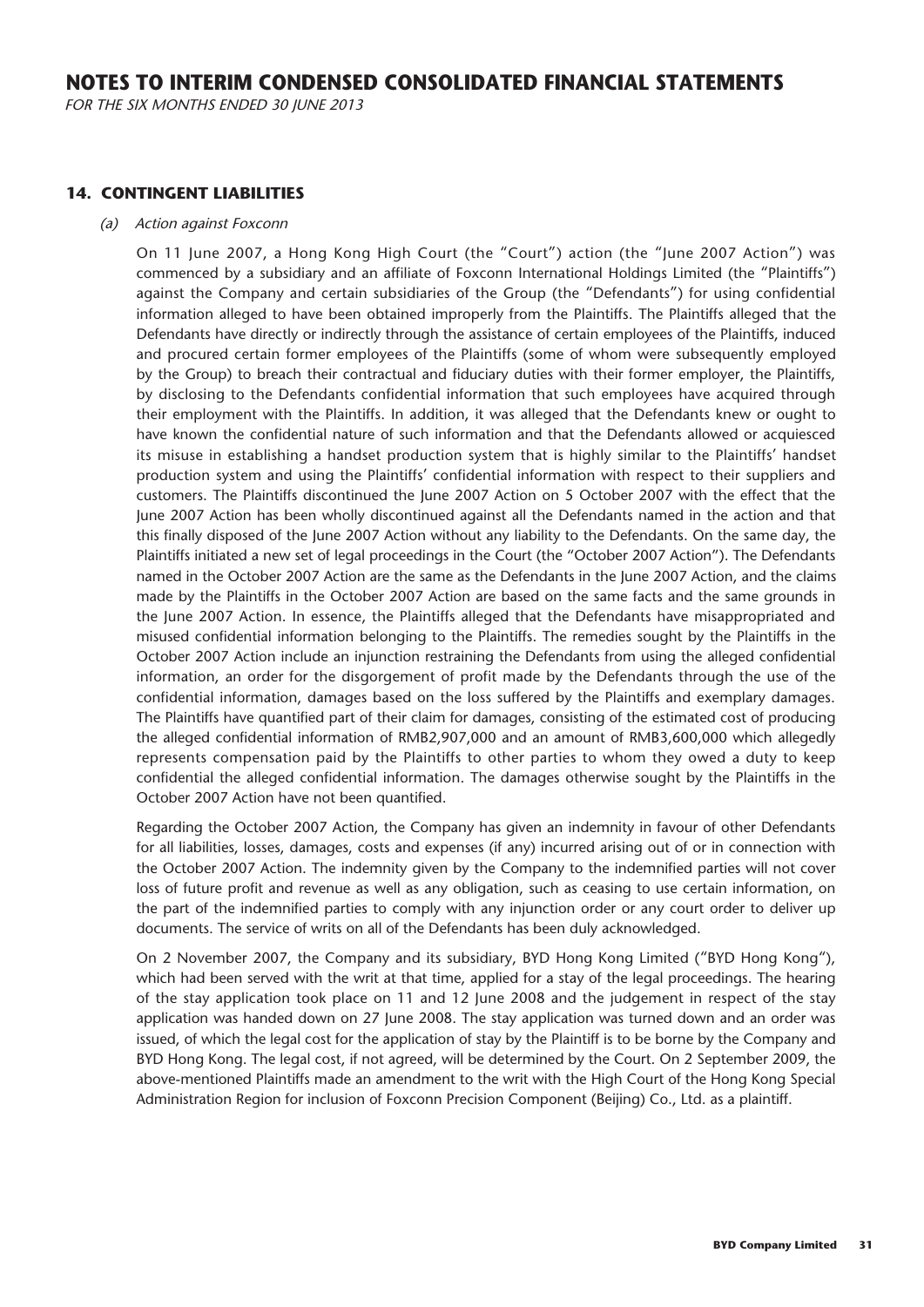## 14. CONTINGENT LIABILITIES

*(a) Action against Foxconn*

On 11 June 2007, a Hong Kong High Court (the "Court") action (the "June 2007 Action") was commenced by a subsidiary and an affiliate of Foxconn International Holdings Limited (the "Plaintiffs") against the Company and certain subsidiaries of the Group (the "Defendants") for using confidential information alleged to have been obtained improperly from the Plaintiffs. The Plaintiffs alleged that the Defendants have directly or indirectly through the assistance of certain employees of the Plaintiffs, induced and procured certain former employees of the Plaintiffs (some of whom were subsequently employed by the Group) to breach their contractual and fiduciary duties with their former employer, the Plaintiffs, by disclosing to the Defendants confidential information that such employees have acquired through their employment with the Plaintiffs. In addition, it was alleged that the Defendants knew or ought to have known the confidential nature of such information and that the Defendants allowed or acquiesced its misuse in establishing a handset production system that is highly similar to the Plaintiffs' handset production system and using the Plaintiffs' confidential information with respect to their suppliers and customers. The Plaintiffs discontinued the June 2007 Action on 5 October 2007 with the effect that the June 2007 Action has been wholly discontinued against all the Defendants named in the action and that this finally disposed of the June 2007 Action without any liability to the Defendants. On the same day, the Plaintiffs initiated a new set of legal proceedings in the Court (the "October 2007 Action"). The Defendants named in the October 2007 Action are the same as the Defendants in the June 2007 Action, and the claims made by the Plaintiffs in the October 2007 Action are based on the same facts and the same grounds in the June 2007 Action. In essence, the Plaintiffs alleged that the Defendants have misappropriated and misused confidential information belonging to the Plaintiffs. The remedies sought by the Plaintiffs in the October 2007 Action include an injunction restraining the Defendants from using the alleged confidential information, an order for the disgorgement of profit made by the Defendants through the use of the confidential information, damages based on the loss suffered by the Plaintiffs and exemplary damages. The Plaintiffs have quantified part of their claim for damages, consisting of the estimated cost of producing the alleged confidential information of RMB2,907,000 and an amount of RMB3,600,000 which allegedly represents compensation paid by the Plaintiffs to other parties to whom they owed a duty to keep confidential the alleged confidential information. The damages otherwise sought by the Plaintiffs in the October 2007 Action have not been quantified.

Regarding the October 2007 Action, the Company has given an indemnity in favour of other Defendants for all liabilities, losses, damages, costs and expenses (if any) incurred arising out of or in connection with the October 2007 Action. The indemnity given by the Company to the indemnified parties will not cover loss of future profit and revenue as well as any obligation, such as ceasing to use certain information, on the part of the indemnified parties to comply with any injunction order or any court order to deliver up documents. The service of writs on all of the Defendants has been duly acknowledged.

On 2 November 2007, the Company and its subsidiary, BYD Hong Kong Limited ("BYD Hong Kong"), which had been served with the writ at that time, applied for a stay of the legal proceedings. The hearing of the stay application took place on 11 and 12 June 2008 and the judgement in respect of the stay application was handed down on 27 June 2008. The stay application was turned down and an order was issued, of which the legal cost for the application of stay by the Plaintiff is to be borne by the Company and BYD Hong Kong. The legal cost, if not agreed, will be determined by the Court. On 2 September 2009, the above-mentioned Plaintiffs made an amendment to the writ with the High Court of the Hong Kong Special Administration Region for inclusion of Foxconn Precision Component (Beijing) Co., Ltd. as a plaintiff.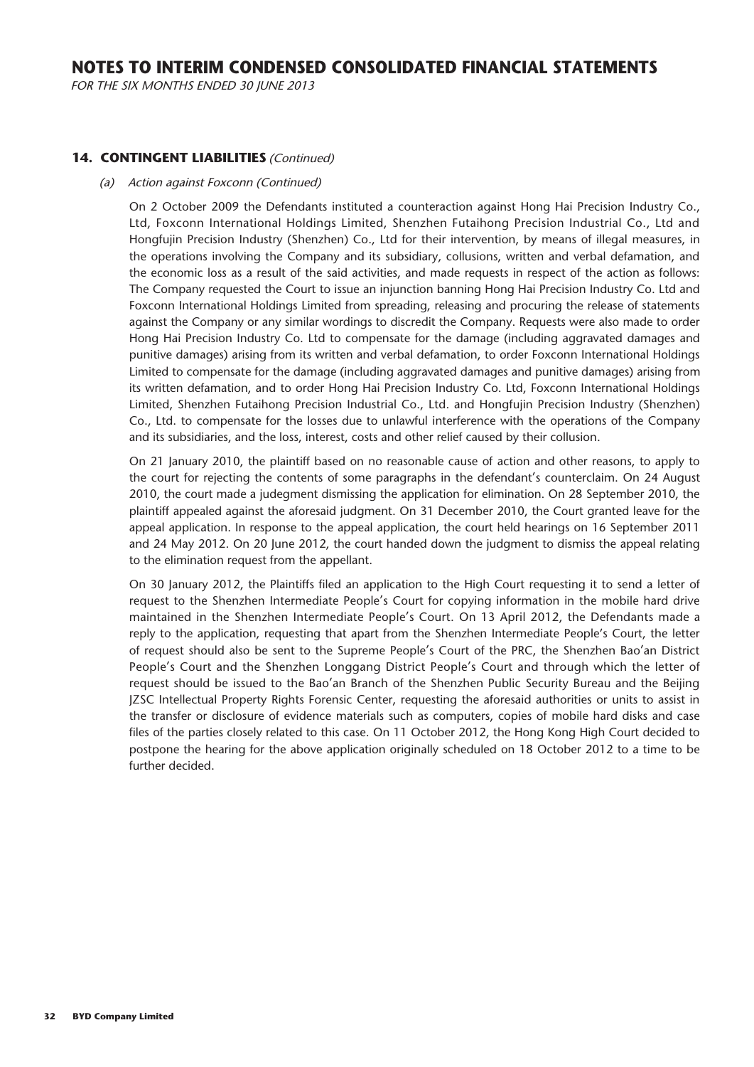## 14. CONTINGENT LIABILITIES *(Continued)*

### *(a) Action against Foxconn (Continued)*

On 2 October 2009 the Defendants instituted a counteraction against Hong Hai Precision Industry Co., Ltd, Foxconn International Holdings Limited, Shenzhen Futaihong Precision Industrial Co., Ltd and Hongfujin Precision Industry (Shenzhen) Co., Ltd for their intervention, by means of illegal measures, in the operations involving the Company and its subsidiary, collusions, written and verbal defamation, and the economic loss as a result of the said activities, and made requests in respect of the action as follows: The Company requested the Court to issue an injunction banning Hong Hai Precision Industry Co. Ltd and Foxconn International Holdings Limited from spreading, releasing and procuring the release of statements against the Company or any similar wordings to discredit the Company. Requests were also made to order Hong Hai Precision Industry Co. Ltd to compensate for the damage (including aggravated damages and punitive damages) arising from its written and verbal defamation, to order Foxconn International Holdings Limited to compensate for the damage (including aggravated damages and punitive damages) arising from its written defamation, and to order Hong Hai Precision Industry Co. Ltd, Foxconn International Holdings Limited, Shenzhen Futaihong Precision Industrial Co., Ltd. and Hongfujin Precision Industry (Shenzhen) Co., Ltd. to compensate for the losses due to unlawful interference with the operations of the Company and its subsidiaries, and the loss, interest, costs and other relief caused by their collusion.

On 21 January 2010, the plaintiff based on no reasonable cause of action and other reasons, to apply to the court for rejecting the contents of some paragraphs in the defendant's counterclaim. On 24 August 2010, the court made a judegement dismissing the application for elimination. On 28 September 2010, the plaintiff appealed against the aforesaid judgment. On 31 December 2010, the Court granted leave for the appeal application. In response to the appeal application, the court held hearings on 16 September 2011 and 24 May 2012. On 20 June 2012, the court handed down the judgment to dismiss the appeal relating to the elimination request from the appellant.

On 30 January 2012, the Plaintiffs filed an application to the High Court requesting it to send a letter of request to the Shenzhen Intermediate People's Court for copying information in the mobile hard drive maintained in the Shenzhen Intermediate People's Court. On 13 April 2012, the Defendants made a reply to the application, requesting that apart from the Shenzhen Intermediate People's Court, the letter of request should also be sent to the Supreme People's Court of the PRC, the Shenzhen Bao'an District People's Court and the Shenzhen Longgang District People's Court and through which the letter of request should be issued to the Bao'an Branch of the Shenzhen Public Security Bureau and the Beijing JZSC Intellectual Property Rights Forensic Center, requesting the aforesaid authorities or units to assist in the transfer or disclosure of evidence materials such as computers, copies of mobile hard disks and case files of the parties closely related to this case. On 11 October 2012, the Hong Kong High Court decided to postpone the hearing for the above application originally scheduled on 18 October 2012 to a time to be further decided.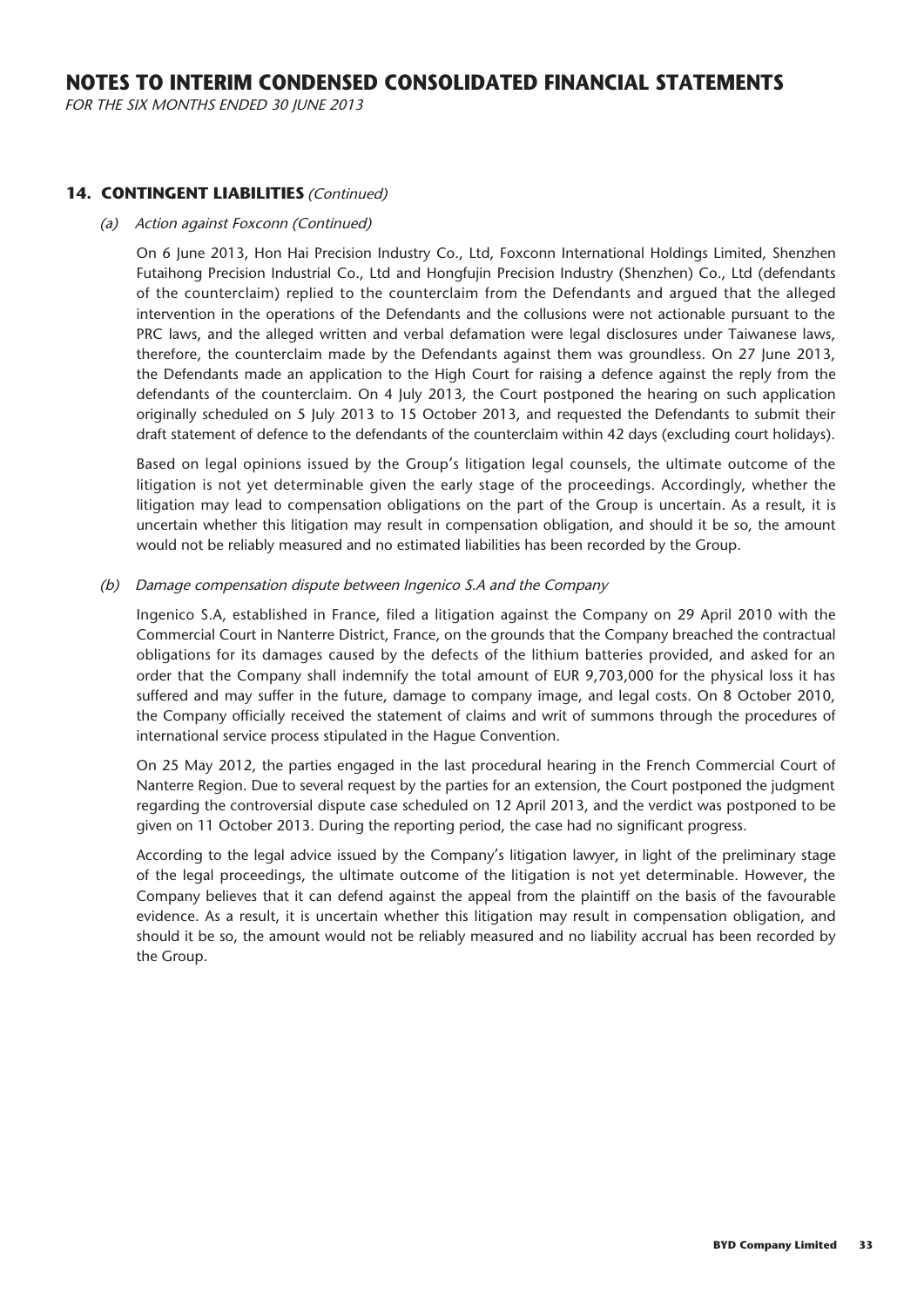## 14. CONTINGENT LIABILITIES *(Continued)*

### *(a) Action against Foxconn (Continued)*

On 6 June 2013, Hon Hai Precision Industry Co., Ltd, Foxconn International Holdings Limited, Shenzhen Futaihong Precision Industrial Co., Ltd and Hongfujin Precision Industry (Shenzhen) Co., Ltd (defendants of the counterclaim) replied to the counterclaim from the Defendants and argued that the alleged intervention in the operations of the Defendants and the collusions were not actionable pursuant to the PRC laws, and the alleged written and verbal defamation were legal disclosures under Taiwanese laws, therefore, the counterclaim made by the Defendants against them was groundless. On 27 June 2013, the Defendants made an application to the High Court for raising a defence against the reply from the defendants of the counterclaim. On 4 July 2013, the Court postponed the hearing on such application originally scheduled on 5 July 2013 to 15 October 2013, and requested the Defendants to submit their draft statement of defence to the defendants of the counterclaim within 42 days (excluding court holidays).

Based on legal opinions issued by the Group's litigation legal counsels, the ultimate outcome of the litigation is not yet determinable given the early stage of the proceedings. Accordingly, whether the litigation may lead to compensation obligations on the part of the Group is uncertain. As a result, it is uncertain whether this litigation may result in compensation obligation, and should it be so, the amount would not be reliably measured and no estimated liabilities has been recorded by the Group.

### *(b) Damage compensation dispute between Ingenico S.A and the Company*

Ingenico S.A, established in France, filed a litigation against the Company on 29 April 2010 with the Commercial Court in Nanterre District, France, on the grounds that the Company breached the contractual obligations for its damages caused by the defects of the lithium batteries provided, and asked for an order that the Company shall indemnify the total amount of EUR 9,703,000 for the physical loss it has suffered and may suffer in the future, damage to company image, and legal costs. On 8 October 2010, the Company officially received the statement of claims and writ of summons through the procedures of international service process stipulated in the Hague Convention.

On 25 May 2012, the parties engaged in the last procedural hearing in the French Commercial Court of Nanterre Region. Due to several request by the parties for an extension, the Court postponed the judgment regarding the controversial dispute case scheduled on 12 April 2013, and the verdict was postponed to be given on 11 October 2013. During the reporting period, the case had no significant progress.

According to the legal advice issued by the Company's litigation lawyer, in light of the preliminary stage of the legal proceedings, the ultimate outcome of the litigation is not yet determinable. However, the Company believes that it can defend against the appeal from the plaintiff on the basis of the favourable evidence. As a result, it is uncertain whether this litigation may result in compensation obligation, and should it be so, the amount would not be reliably measured and no liability accrual has been recorded by the Group.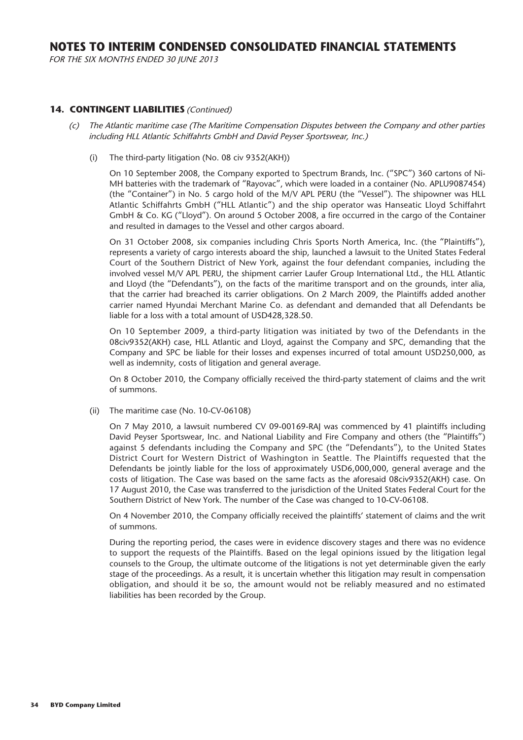## 14. CONTINGENT LIABILITIES *(Continued)*

*(c) The Atlantic maritime case (The Maritime Compensation Disputes between the Company and other parties including HLL Atlantic Schiffahrts GmbH and David Peyser Sportswear, Inc.)*

(i) The third-party litigation (No. 08 civ 9352(AKH))

On 10 September 2008, the Company exported to Spectrum Brands, Inc. ("SPC") 360 cartons of Ni-MH batteries with the trademark of "Rayovac", which were loaded in a container (No. APLU9087454) (the "Container") in No. 5 cargo hold of the M/V APL PERU (the "Vessel"). The shipowner was HLL Atlantic Schiffahrts GmbH ("HLL Atlantic") and the ship operator was Hanseatic Lloyd Schiffahrt GmbH & Co. KG ("Lloyd"). On around 5 October 2008, a fire occurred in the cargo of the Container and resulted in damages to the Vessel and other cargos aboard.

On 31 October 2008, six companies including Chris Sports North America, Inc. (the "Plaintiffs"), represents a variety of cargo interests aboard the ship, launched a lawsuit to the United States Federal Court of the Southern District of New York, against the four defendant companies, including the involved vessel M/V APL PERU, the shipment carrier Laufer Group International Ltd., the HLL Atlantic and Lloyd (the "Defendants"), on the facts of the maritime transport and on the grounds, inter alia, that the carrier had breached its carrier obligations. On 2 March 2009, the Plaintiffs added another carrier named Hyundai Merchant Marine Co. as defendant and demanded that all Defendants be liable for a loss with a total amount of USD428,328.50.

On 10 September 2009, a third-party litigation was initiated by two of the Defendants in the 08civ9352(AKH) case, HLL Atlantic and Lloyd, against the Company and SPC, demanding that the Company and SPC be liable for their losses and expenses incurred of total amount USD250,000, as well as indemnity, costs of litigation and general average.

On 8 October 2010, the Company officially received the third-party statement of claims and the writ of summons.

(ii) The maritime case (No. 10-CV-06108)

On 7 May 2010, a lawsuit numbered CV 09-00169-RAJ was commenced by 41 plaintiffs including David Peyser Sportswear, Inc. and National Liability and Fire Company and others (the "Plaintiffs") against 5 defendants including the Company and SPC (the "Defendants"), to the United States District Court for Western District of Washington in Seattle. The Plaintiffs requested that the Defendants be jointly liable for the loss of approximately USD6,000,000, general average and the costs of litigation. The Case was based on the same facts as the aforesaid 08civ9352(AKH) case. On 17 August 2010, the Case was transferred to the jurisdiction of the United States Federal Court for the Southern District of New York. The number of the Case was changed to 10-CV-06108.

On 4 November 2010, the Company officially received the plaintiffs' statement of claims and the writ of summons.

During the reporting period, the cases were in evidence discovery stages and there was no evidence to support the requests of the Plaintiffs. Based on the legal opinions issued by the litigation legal counsels to the Group, the ultimate outcome of the litigations is not yet determinable given the early stage of the proceedings. As a result, it is uncertain whether this litigation may result in compensation obligation, and should it be so, the amount would not be reliably measured and no estimated liabilities has been recorded by the Group.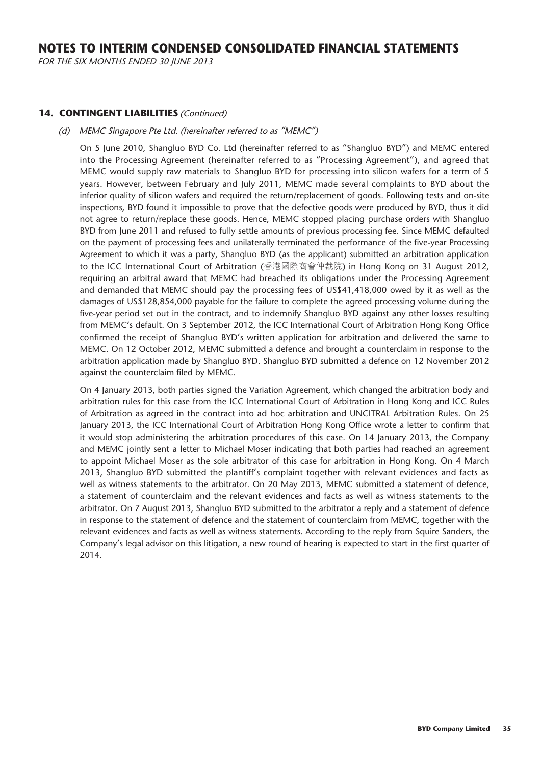## 14. CONTINGENT LIABILITIES *(Continued)*

*(d) MEMC Singapore Pte Ltd. (hereinafter referred to as "MEMC")*

On 5 June 2010, Shangluo BYD Co. Ltd (hereinafter referred to as "Shangluo BYD") and MEMC entered into the Processing Agreement (hereinafter referred to as "Processing Agreement"), and agreed that MEMC would supply raw materials to Shangluo BYD for processing into silicon wafers for a term of 5 years. However, between February and July 2011, MEMC made several complaints to BYD about the inferior quality of silicon wafers and required the return/replacement of goods. Following tests and on-site inspections, BYD found it impossible to prove that the defective goods were produced by BYD, thus it did not agree to return/replace these goods. Hence, MEMC stopped placing purchase orders with Shangluo BYD from June 2011 and refused to fully settle amounts of previous processing fee. Since MEMC defaulted on the payment of processing fees and unilaterally terminated the performance of the five-year Processing Agreement to which it was a party, Shangluo BYD (as the applicant) submitted an arbitration application to the ICC International Court of Arbitration (香港國際商會仲裁院) in Hong Kong on 31 August 2012, requiring an arbitral award that MEMC had breached its obligations under the Processing Agreement and demanded that MEMC should pay the processing fees of US$41,418,000 owed by it as well as the damages of US$128,854,000 payable for the failure to complete the agreed processing volume during the five-year period set out in the contract, and to indemnify Shangluo BYD against any other losses resulting from MEMC's default. On 3 September 2012, the ICC International Court of Arbitration Hong Kong Office confirmed the receipt of Shangluo BYD's written application for arbitration and delivered the same to MEMC. On 12 October 2012, MEMC submitted a defence and brought a counterclaim in response to the arbitration application made by Shangluo BYD. Shangluo BYD submitted a defence on 12 November 2012 against the counterclaim filed by MEMC.

On 4 January 2013, both parties signed the Variation Agreement, which changed the arbitration body and arbitration rules for this case from the ICC International Court of Arbitration in Hong Kong and ICC Rules of Arbitration as agreed in the contract into ad hoc arbitration and UNCITRAL Arbitration Rules. On 25 January 2013, the ICC International Court of Arbitration Hong Kong Office wrote a letter to confirm that it would stop administering the arbitration procedures of this case. On 14 January 2013, the Company and MEMC jointly sent a letter to Michael Moser indicating that both parties had reached an agreement to appoint Michael Moser as the sole arbitrator of this case for arbitration in Hong Kong. On 4 March 2013, Shangluo BYD submitted the plantiff's complaint together with relevant evidences and facts as well as witness statements to the arbitrator. On 20 May 2013, MEMC submitted a statement of defence, a statement of counterclaim and the relevant evidences and facts as well as witness statements to the arbitrator. On 7 August 2013, Shangluo BYD submitted to the arbitrator a reply and a statement of defence in response to the statement of defence and the statement of counterclaim from MEMC, together with the relevant evidences and facts as well as witness statements. According to the reply from Squire Sanders, the Company's legal advisor on this litigation, a new round of hearing is expected to start in the first quarter of 2014.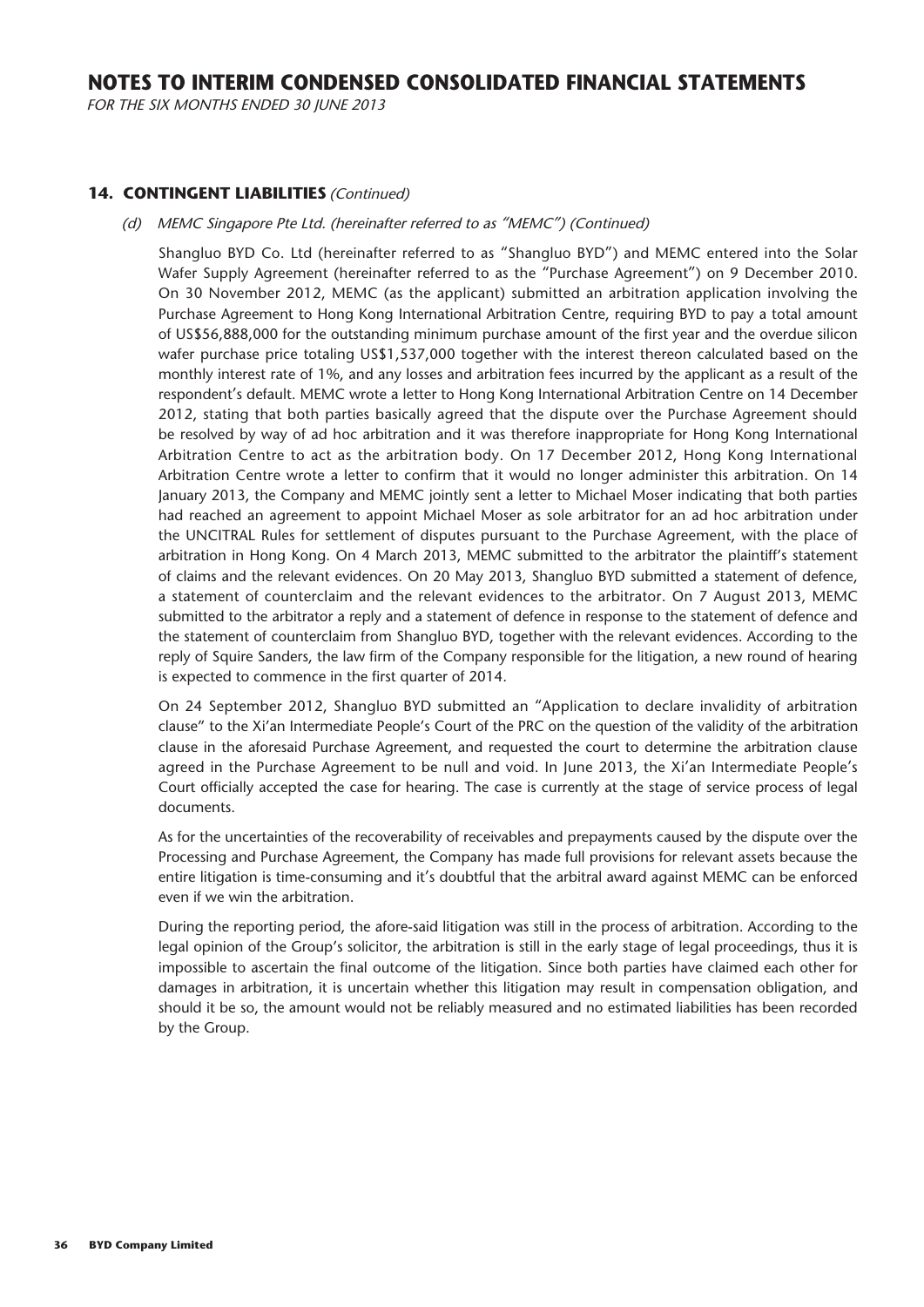## 14. CONTINGENT LIABILITIES *(Continued)*

*(d) MEMC Singapore Pte Ltd. (hereinafter referred to as "MEMC") (Continued)*

Shangluo BYD Co. Ltd (hereinafter referred to as "Shangluo BYD") and MEMC entered into the Solar Wafer Supply Agreement (hereinafter referred to as the "Purchase Agreement") on 9 December 2010. On 30 November 2012, MEMC (as the applicant) submitted an arbitration application involving the Purchase Agreement to Hong Kong International Arbitration Centre, requiring BYD to pay a total amount of US$56,888,000 for the outstanding minimum purchase amount of the first year and the overdue silicon wafer purchase price totaling US$1,537,000 together with the interest thereon calculated based on the monthly interest rate of 1%, and any losses and arbitration fees incurred by the applicant as a result of the respondent's default. MEMC wrote a letter to Hong Kong International Arbitration Centre on 14 December 2012, stating that both parties basically agreed that the dispute over the Purchase Agreement should be resolved by way of ad hoc arbitration and it was therefore inappropriate for Hong Kong International Arbitration Centre to act as the arbitration body. On 17 December 2012, Hong Kong International Arbitration Centre wrote a letter to confirm that it would no longer administer this arbitration. On 14 January 2013, the Company and MEMC jointly sent a letter to Michael Moser indicating that both parties had reached an agreement to appoint Michael Moser as sole arbitrator for an ad hoc arbitration under the UNCITRAL Rules for settlement of disputes pursuant to the Purchase Agreement, with the place of arbitration in Hong Kong. On 4 March 2013, MEMC submitted to the arbitrator the plaintiff's statement of claims and the relevant evidences. On 20 May 2013, Shangluo BYD submitted a statement of defence, a statement of counterclaim and the relevant evidences to the arbitrator. On 7 August 2013, MEMC submitted to the arbitrator a reply and a statement of defence in response to the statement of defence and the statement of counterclaim from Shangluo BYD, together with the relevant evidences. According to the reply of Squire Sanders, the law firm of the Company responsible for the litigation, a new round of hearing is expected to commence in the first quarter of 2014.

On 24 September 2012, Shangluo BYD submitted an "Application to declare invalidity of arbitration clause" to the Xi'an Intermediate People's Court of the PRC on the question of the validity of the arbitration clause in the aforesaid Purchase Agreement, and requested the court to determine the arbitration clause agreed in the Purchase Agreement to be null and void. In June 2013, the Xi'an Intermediate People's Court officially accepted the case for hearing. The case is currently at the stage of service process of legal documents.

As for the uncertainties of the recoverability of receivables and prepayments caused by the dispute over the Processing and Purchase Agreement, the Company has made full provisions for relevant assets because the entire litigation is time-consuming and it's doubtful that the arbitral award against MEMC can be enforced even if we win the arbitration.

During the reporting period, the afore-said litigation was still in the process of arbitration. According to the legal opinion of the Group's solicitor, the arbitration is still in the early stage of legal proceedings, thus it is impossible to ascertain the final outcome of the litigation. Since both parties have claimed each other for damages in arbitration, it is uncertain whether this litigation may result in compensation obligation, and should it be so, the amount would not be reliably measured and no estimated liabilities has been recorded by the Group.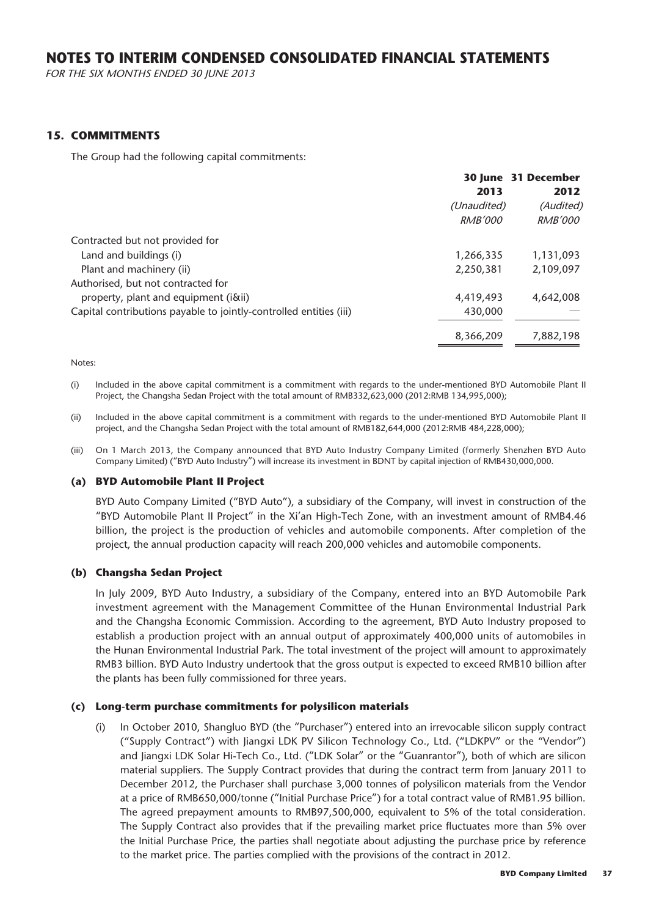## 15. COMMITMENTS

The Group had the following capital commitments:

| | 30 June 2013 | 31 December 2012 |
|---|---|---|
| | *(Unaudited)* | *(Audited)* |
| | *RMB'000* | *RMB'000* |
| Contracted but not provided for | | |
| Land and buildings (i) | 1,266,335 | 1,131,093 |
| Plant and machinery (ii) | 2,250,381 | 2,109,097 |
| Authorised, but not contracted for | | |
| property, plant and equipment (i&ii) | 4,419,493 | 4,642,008 |
| Capital contributions payable to jointly-controlled entities (iii) | 430,000 | — |
| | 8,366,209 | 7,882,198 |

Notes:

(i) Included in the above capital commitment is a commitment with regards to the under-mentioned BYD Automobile Plant II Project, the Changsha Sedan Project with the total amount of RMB332,623,000 (2012:RMB 134,995,000);

(ii) Included in the above capital commitment is a commitment with regards to the under-mentioned BYD Automobile Plant II project, and the Changsha Sedan Project with the total amount of RMB182,644,000 (2012:RMB 484,228,000);

(iii) On 1 March 2013, the Company announced that BYD Auto Industry Company Limited (formerly Shenzhen BYD Auto Company Limited) ("BYD Auto Industry") will increase its investment in BDNT by capital injection of RMB430,000,000.

### (a) BYD Automobile Plant II Project

BYD Auto Company Limited ("BYD Auto"), a subsidiary of the Company, will invest in construction of the "BYD Automobile Plant II Project" in the Xi'an High-Tech Zone, with an investment amount of RMB4.46 billion, the project is the production of vehicles and automobile components. After completion of the project, the annual production capacity will reach 200,000 vehicles and automobile components.

### (b) Changsha Sedan Project

In July 2009, BYD Auto Industry, a subsidiary of the Company, entered into an BYD Automobile Park investment agreement with the Management Committee of the Hunan Environmental Industrial Park and the Changsha Economic Commission. According to the agreement, BYD Auto Industry proposed to establish a production project with an annual output of approximately 400,000 units of automobiles in the Hunan Environmental Industrial Park. The total investment of the project will amount to approximately RMB3 billion. BYD Auto Industry undertook that the gross output is expected to exceed RMB10 billion after the plants has been fully commissioned for three years.

### (c) Long-term purchase commitments for polysilicon materials

(i) In October 2010, Shangluo BYD (the "Purchaser") entered into an irrevocable silicon supply contract ("Supply Contract") with Jiangxi LDK PV Silicon Technology Co., Ltd. ("LDKPV" or the "Vendor") and Jiangxi LDK Solar Hi-Tech Co., Ltd. ("LDK Solar" or the "Guanrantor"), both of which are silicon material suppliers. The Supply Contract provides that during the contract term from January 2011 to December 2012, the Purchaser shall purchase 3,000 tonnes of polysilicon materials from the Vendor at a price of RMB650,000/tonne ("Initial Purchase Price") for a total contract value of RMB1.95 billion. The agreed prepayment amounts to RMB97,500,000, equivalent to 5% of the total consideration. The Supply Contract also provides that if the prevailing market price fluctuates more than 5% over the Initial Purchase Price, the parties shall negotiate about adjusting the purchase price by reference to the market price. The parties complied with the provisions of the contract in 2012.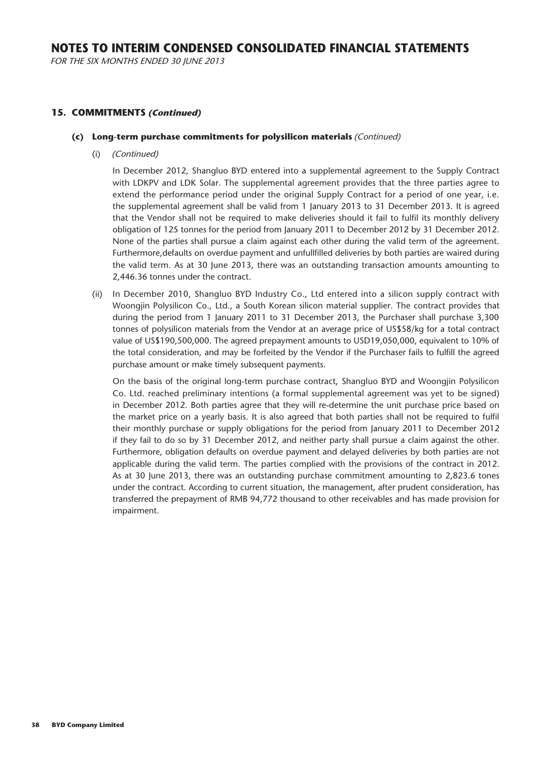## 15. COMMITMENTS *(Continued)*

### (c) Long-term purchase commitments for polysilicon materials *(Continued)*

(i) *(Continued)*

In December 2012, Shangluo BYD entered into a supplemental agreement to the Supply Contract with LDKPV and LDK Solar. The supplemental agreement provides that the three parties agree to extend the performance period under the original Supply Contract for a period of one year, i.e. the supplemental agreement shall be valid from 1 January 2013 to 31 December 2013. It is agreed that the Vendor shall not be required to make deliveries should it fail to fulfil its monthly delivery obligation of 125 tonnes for the period from January 2011 to December 2012 by 31 December 2012. None of the parties shall pursue a claim against each other during the valid term of the agreement. Furthermore,defaults on overdue payment and unfullfilled deliveries by both parties are waired during the valid term. As at 30 June 2013, there was an outstanding transaction amounts amounting to 2,446.36 tonnes under the contract.

(ii) In December 2010, Shangluo BYD Industry Co., Ltd entered into a silicon supply contract with Woongjin Polysilicon Co., Ltd., a South Korean silicon material supplier. The contract provides that during the period from 1 January 2011 to 31 December 2013, the Purchaser shall purchase 3,300 tonnes of polysilicon materials from the Vendor at an average price of US$58/kg for a total contract value of US$190,500,000. The agreed prepayment amounts to USD19,050,000, equivalent to 10% of the total consideration, and may be forfeited by the Vendor if the Purchaser fails to fulfill the agreed purchase amount or make timely subsequent payments.

On the basis of the original long-term purchase contract, Shangluo BYD and Woongjin Polysilicon Co. Ltd. reached preliminary intentions (a formal supplemental agreement was yet to be signed) in December 2012. Both parties agree that they will re-determine the unit purchase price based on the market price on a yearly basis. It is also agreed that both parties shall not be required to fulfil their monthly purchase or supply obligations for the period from January 2011 to December 2012 if they fail to do so by 31 December 2012, and neither party shall pursue a claim against the other. Furthermore, obligation defaults on overdue payment and delayed deliveries by both parties are not applicable during the valid term. The parties complied with the provisions of the contract in 2012. As at 30 June 2013, there was an outstanding purchase commitment amounting to 2,823.6 tones under the contract. According to current situation, the management, after prudent consideration, has transferred the prepayment of RMB 94,772 thousand to other receivables and has made provision for impairment.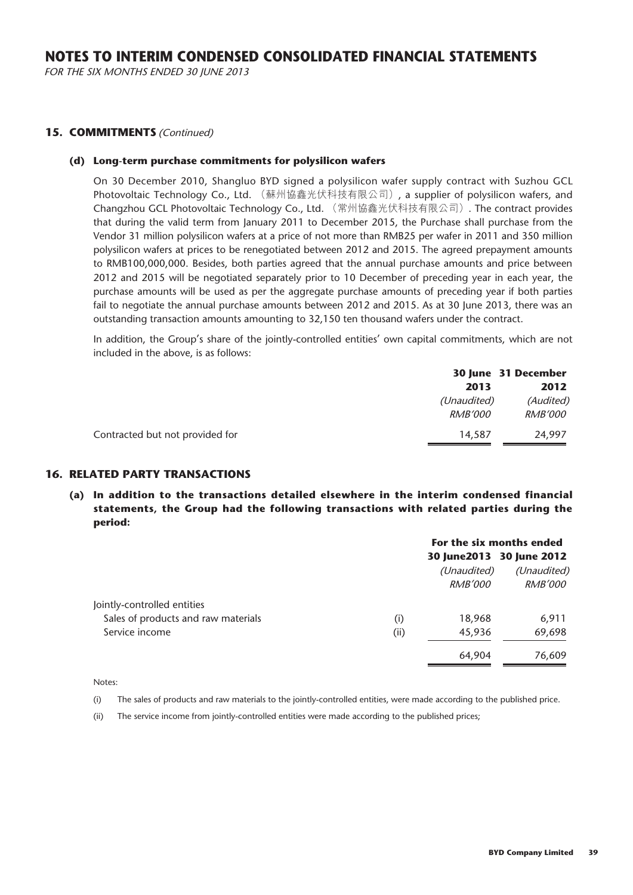# NOTES TO INTERIM CONDENSED CONSOLIDATED FINANCIAL STATEMENTS

*FOR THE SIX MONTHS ENDED 30 JUNE 2013*

## 15. COMMITMENTS *(Continued)*

### (d) Long-term purchase commitments for polysilicon wafers

On 30 December 2010, Shangluo BYD signed a polysilicon wafer supply contract with Suzhou GCL Photovoltaic Technology Co., Ltd. （蘇州協鑫光伏科技有限公司）, a supplier of polysilicon wafers, and Changzhou GCL Photovoltaic Technology Co., Ltd. （常州協鑫光伏科技有限公司）. The contract provides that during the valid term from January 2011 to December 2015, the Purchase shall purchase from the Vendor 31 million polysilicon wafers at a price of not more than RMB25 per wafer in 2011 and 350 million polysilicon wafers at prices to be renegotiated between 2012 and 2015. The agreed prepayment amounts to RMB100,000,000. Besides, both parties agreed that the annual purchase amounts and price between 2012 and 2015 will be negotiated separately prior to 10 December of preceding year in each year, the purchase amounts will be used as per the aggregate purchase amounts of preceding year if both parties fail to negotiate the annual purchase amounts between 2012 and 2015. As at 30 June 2013, there was an outstanding transaction amounts amounting to 32,150 ten thousand wafers under the contract.

In addition, the Group's share of the jointly-controlled entities' own capital commitments, which are not included in the above, is as follows:

| | 30 June 2013 | 31 December 2012 |
|---|---|---|
| | *(Unaudited)* | *(Audited)* |
| | *RMB'000* | *RMB'000* |
| Contracted but not provided for | 14,587 | 24,997 |

## 16. RELATED PARTY TRANSACTIONS

### (a) In addition to the transactions detailed elsewhere in the interim condensed financial statements, the Group had the following transactions with related parties during the period:

| | | For the six months ended | |
|---|---|---|---|
| | | 30 June 2013 | 30 June 2012 |
| | | *(Unaudited)* | *(Unaudited)* |
| | | *RMB'000* | *RMB'000* |
| Jointly-controlled entities | | | |
| Sales of products and raw materials | (i) | 18,968 | 6,911 |
| Service income | (ii) | 45,936 | 69,698 |
| | | 64,904 | 76,609 |

Notes:

(i) The sales of products and raw materials to the jointly-controlled entities, were made according to the published price.

(ii) The service income from jointly-controlled entities were made according to the published prices;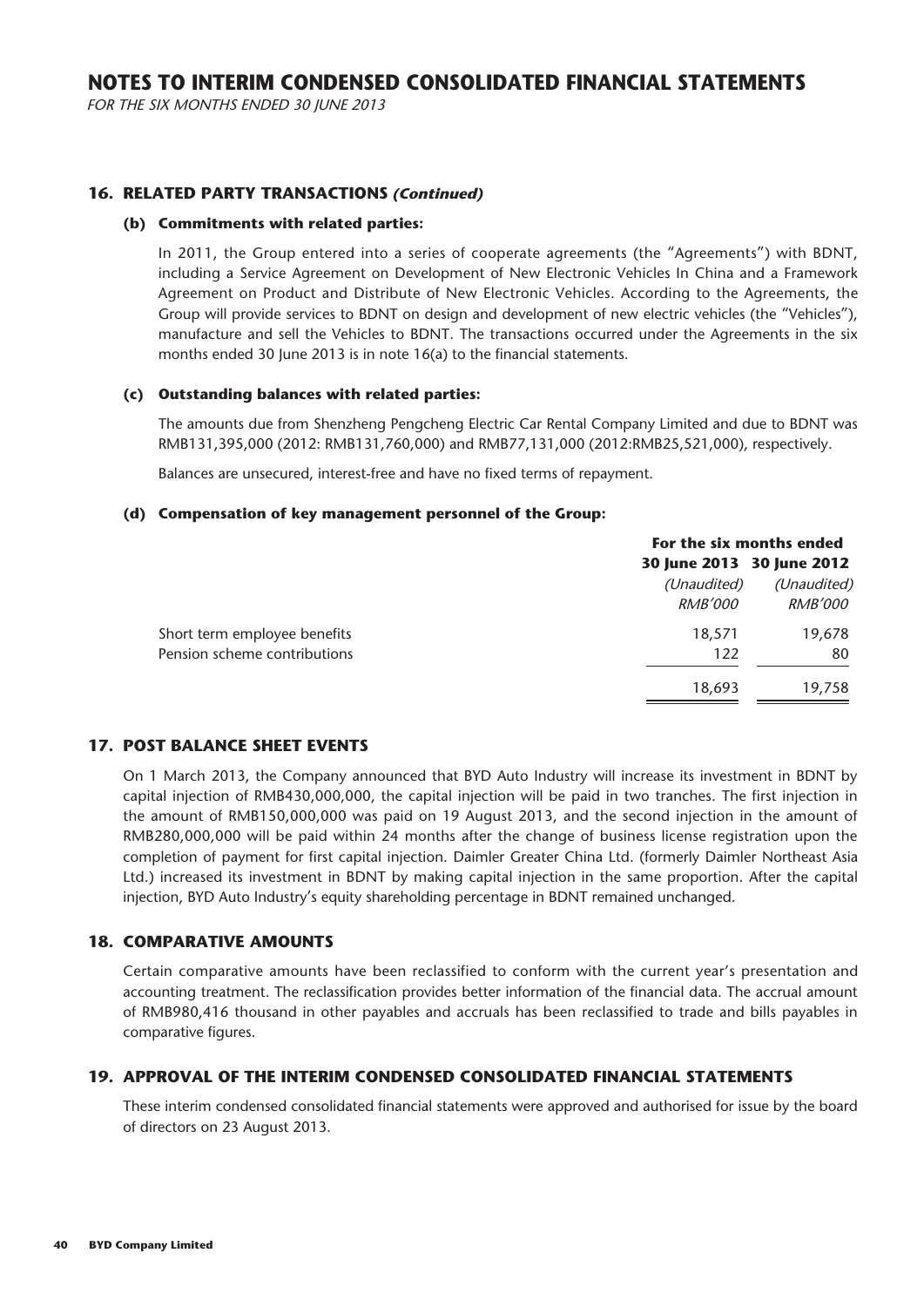## 16. RELATED PARTY TRANSACTIONS *(Continued)*

### (b) Commitments with related parties:

In 2011, the Group entered into a series of cooperate agreements (the "Agreements") with BDNT, including a Service Agreement on Development of New Electronic Vehicles In China and a Framework Agreement on Product and Distribute of New Electronic Vehicles. According to the Agreements, the Group will provide services to BDNT on design and development of new electric vehicles (the "Vehicles"), manufacture and sell the Vehicles to BDNT. The transactions occurred under the Agreements in the six months ended 30 June 2013 is in note 16(a) to the financial statements.

### (c) Outstanding balances with related parties:

The amounts due from Shenzheng Pengcheng Electric Car Rental Company Limited and due to BDNT was RMB131,395,000 (2012: RMB131,760,000) and RMB77,131,000 (2012:RMB25,521,000), respectively.

Balances are unsecured, interest-free and have no fixed terms of repayment.

### (d) Compensation of key management personnel of the Group:

| | For the six months ended | |
|---|---|---|
| | 30 June 2013 | 30 June 2012 |
| | *(Unaudited)* | *(Unaudited)* |
| | *RMB'000* | *RMB'000* |
| Short term employee benefits | 18,571 | 19,678 |
| Pension scheme contributions | 122 | 80 |
| | 18,693 | 19,758 |

## 17. POST BALANCE SHEET EVENTS

On 1 March 2013, the Company announced that BYD Auto Industry will increase its investment in BDNT by capital injection of RMB430,000,000, the capital injection will be paid in two tranches. The first injection in the amount of RMB150,000,000 was paid on 19 August 2013, and the second injection in the amount of RMB280,000,000 will be paid within 24 months after the change of business license registration upon the completion of payment for first capital injection. Daimler Greater China Ltd. (formerly Daimler Northeast Asia Ltd.) increased its investment in BDNT by making capital injection in the same proportion. After the capital injection, BYD Auto Industry's equity shareholding percentage in BDNT remained unchanged.

## 18. COMPARATIVE AMOUNTS

Certain comparative amounts have been reclassified to conform with the current year's presentation and accounting treatment. The reclassification provides better information of the financial data. The accrual amount of RMB980,416 thousand in other payables and accruals has been reclassified to trade and bills payables in comparative figures.

## 19. APPROVAL OF THE INTERIM CONDENSED CONSOLIDATED FINANCIAL STATEMENTS

These interim condensed consolidated financial statements were approved and authorised for issue by the board of directors on 23 August 2013.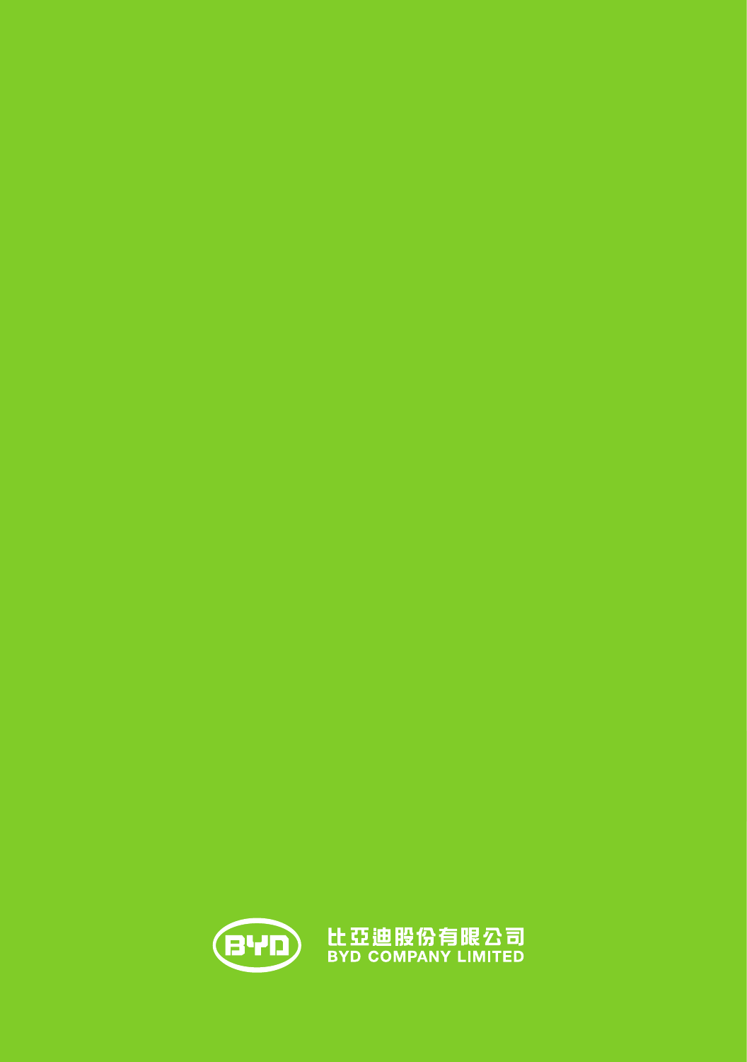比亞迪股份有限公司
BYD COMPANY LIMITED